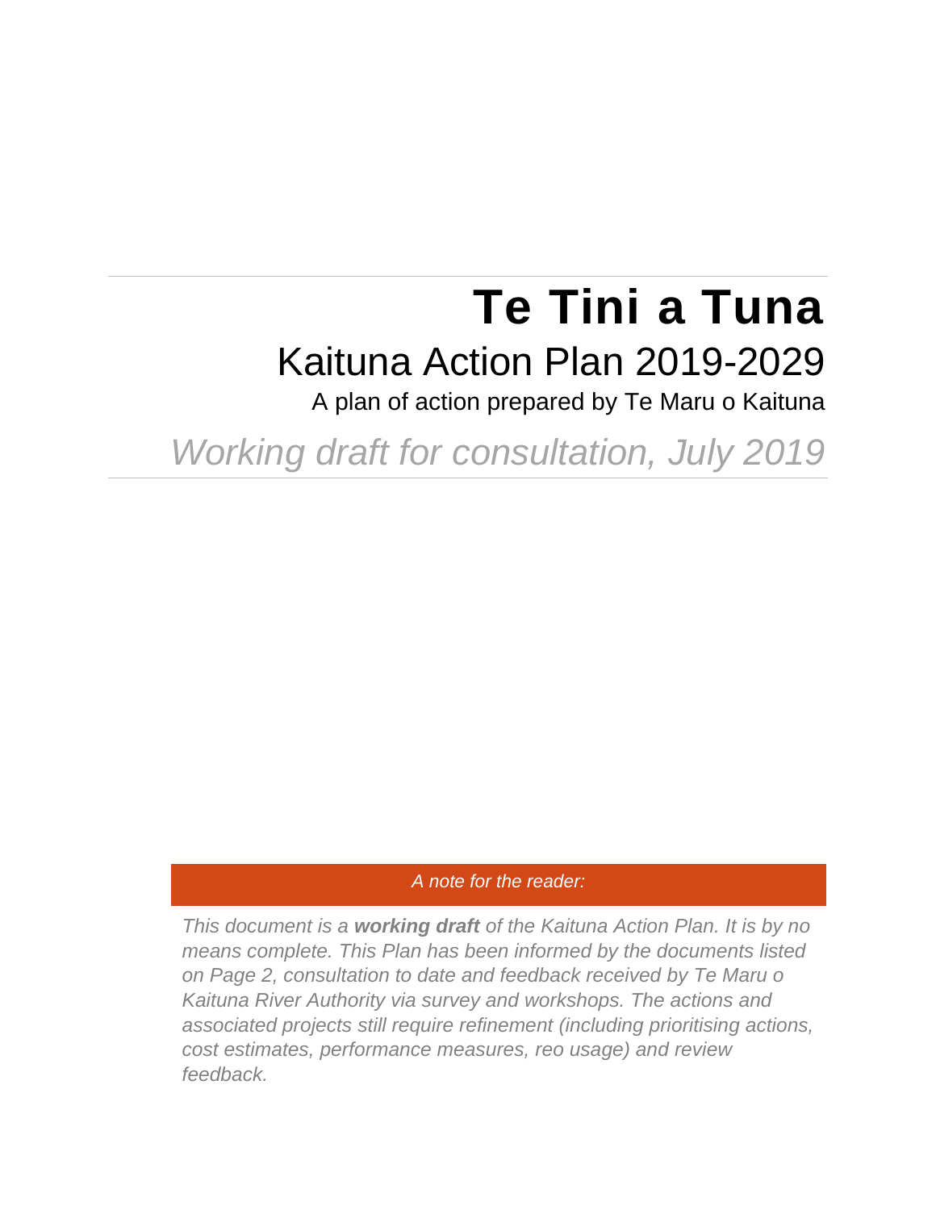# Te Tini a Tuna

## Kaituna Action Plan 2019-2029

A plan of action prepared by Te Maru o Kaituna

*Working draft for consultation, July 2019*

*A note for the reader:*

*This document is a **working draft** of the Kaituna Action Plan. It is by no means complete. This Plan has been informed by the documents listed on Page 2, consultation to date and feedback received by Te Maru o Kaituna River Authority via survey and workshops. The actions and associated projects still require refinement (including prioritising actions, cost estimates, performance measures, reo usage) and review feedback.*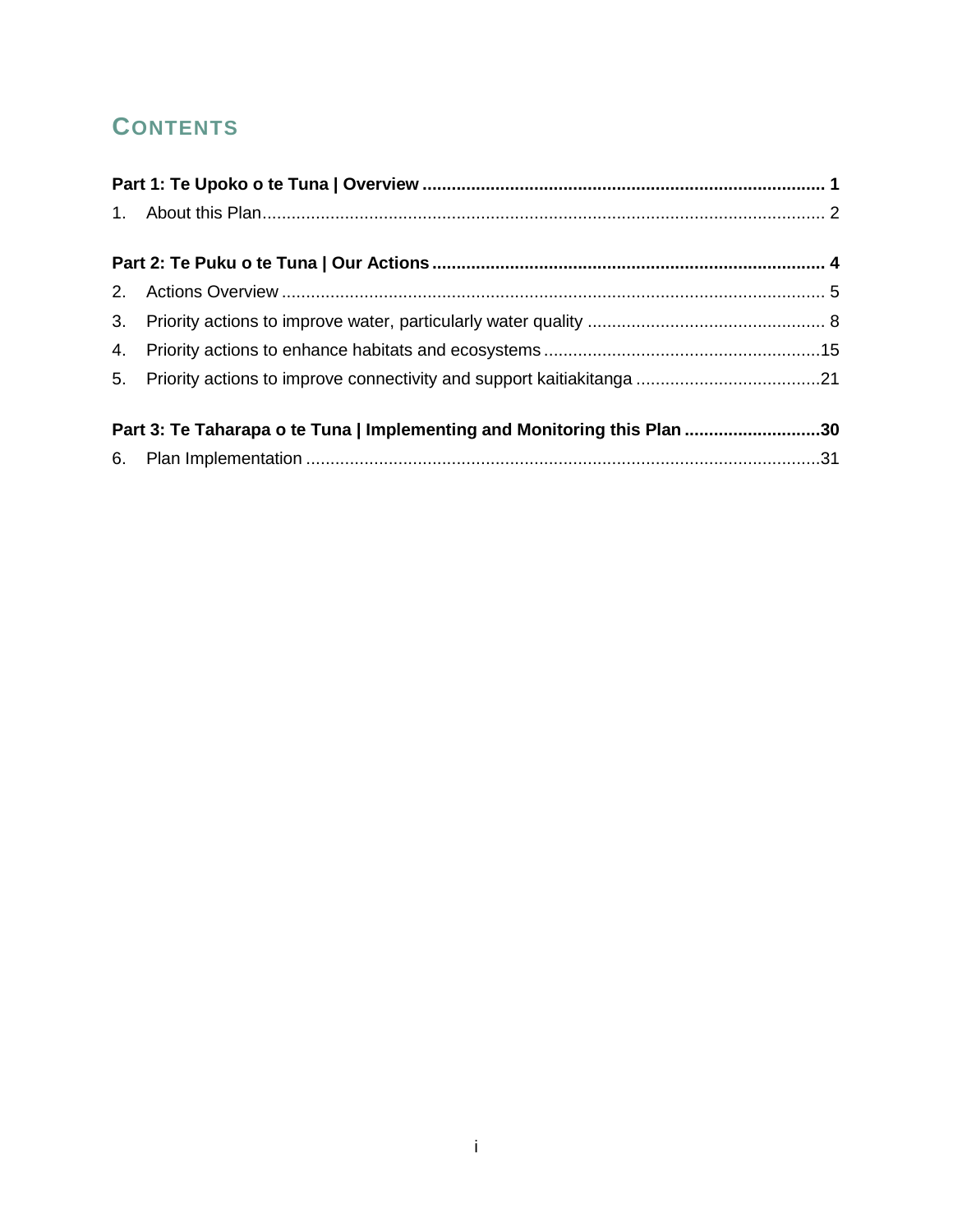# CONTENTS

**Part 1: Te Upoko o te Tuna | Overview ..... 1**

1. About this Plan ..... 2

**Part 2: Te Puku o te Tuna | Our Actions ..... 4**

2. Actions Overview ..... 5
3. Priority actions to improve water, particularly water quality ..... 8
4. Priority actions to enhance habitats and ecosystems ..... 15
5. Priority actions to improve connectivity and support kaitiakitanga ..... 21

**Part 3: Te Taharapa o te Tuna | Implementing and Monitoring this Plan ..... 30**

6. Plan Implementation ..... 31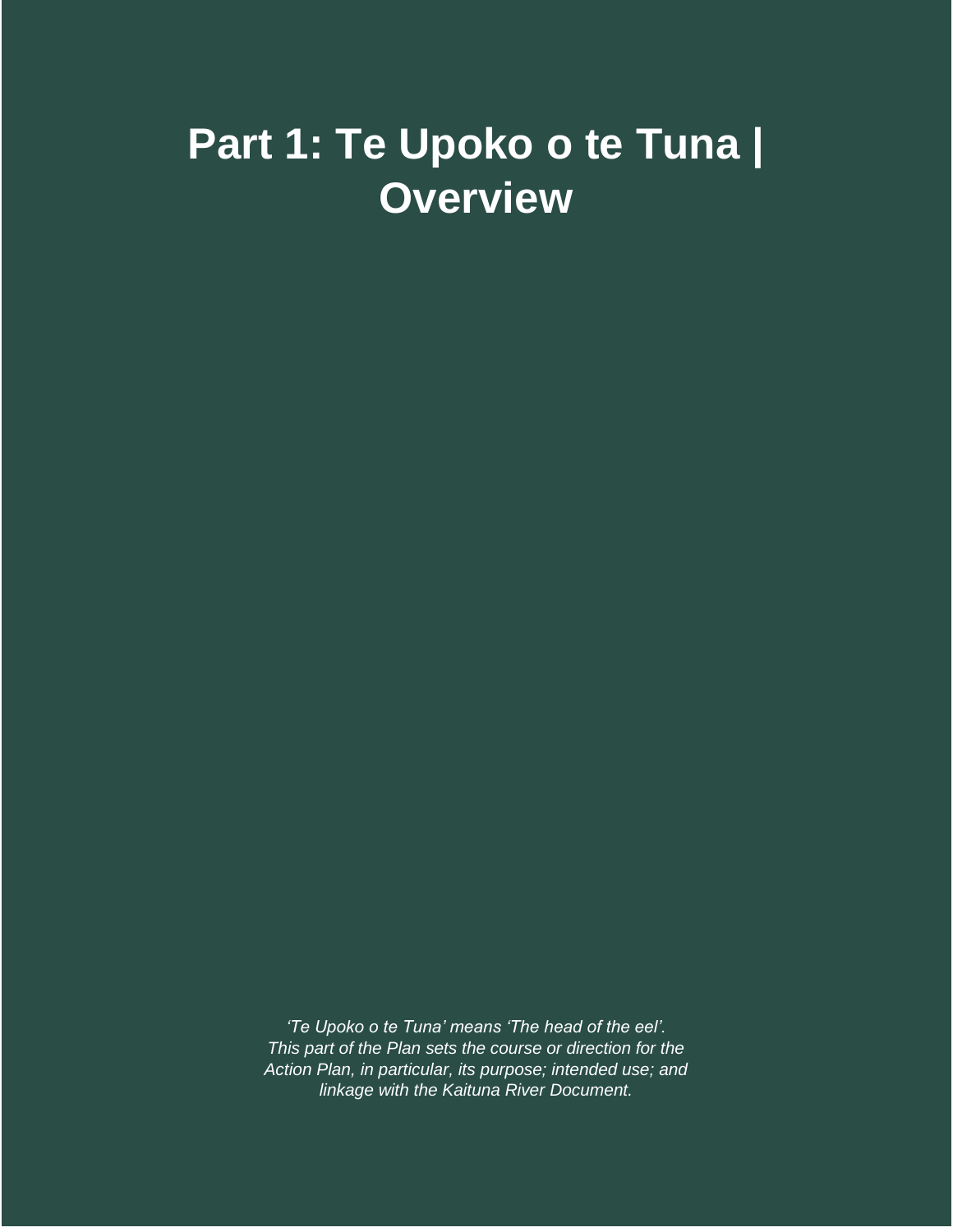# Part 1: Te Upoko o te Tuna | Overview

*‘Te Upoko o te Tuna’ means ‘The head of the eel’. This part of the Plan sets the course or direction for the Action Plan, in particular, its purpose; intended use; and linkage with the Kaituna River Document.*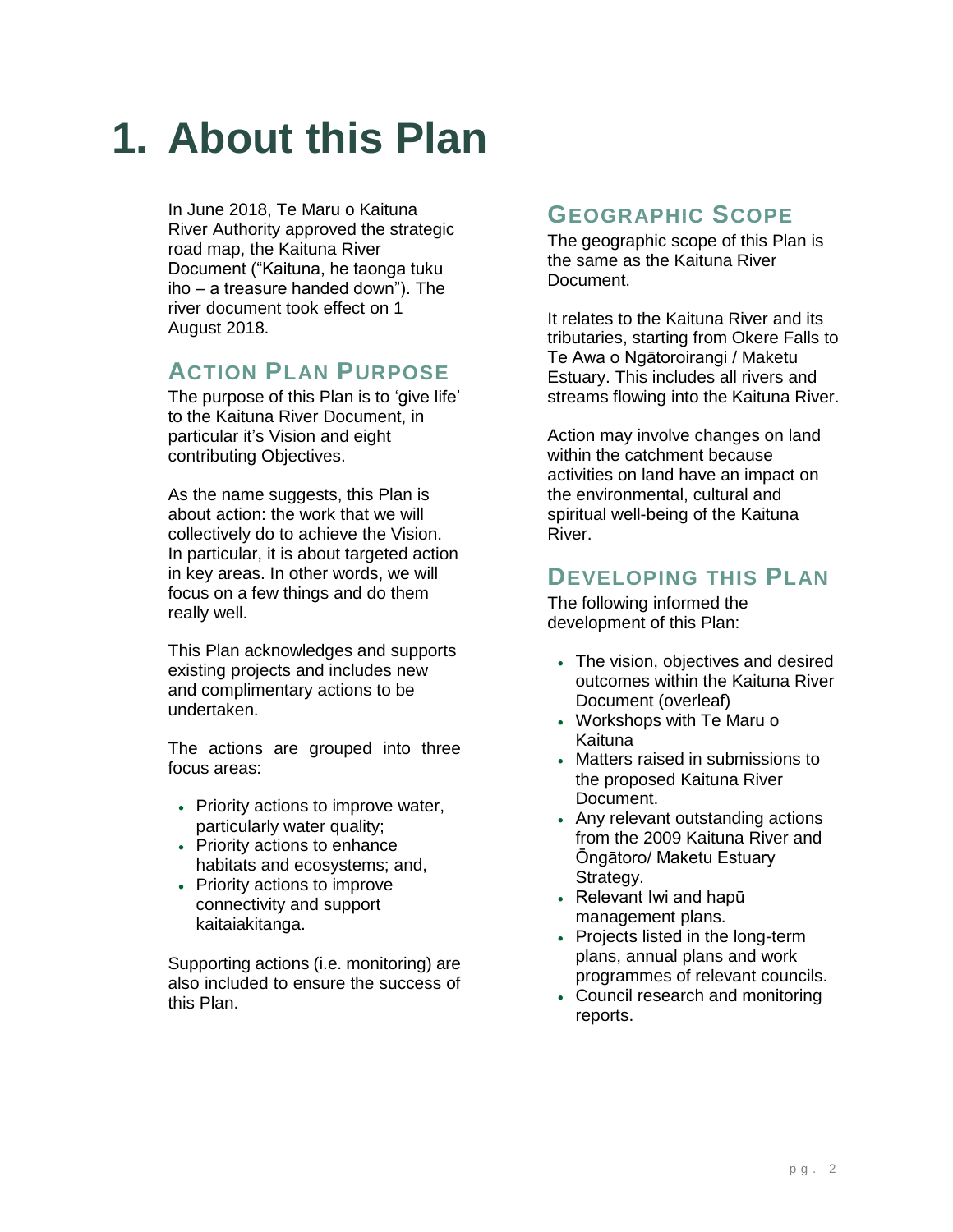# 1. About this Plan

In June 2018, Te Maru o Kaituna River Authority approved the strategic road map, the Kaituna River Document ("Kaituna, he taonga tuku iho – a treasure handed down"). The river document took effect on 1 August 2018.

## Action Plan Purpose

The purpose of this Plan is to 'give life' to the Kaituna River Document, in particular it's Vision and eight contributing Objectives.

As the name suggests, this Plan is about action: the work that we will collectively do to achieve the Vision. In particular, it is about targeted action in key areas. In other words, we will focus on a few things and do them really well.

This Plan acknowledges and supports existing projects and includes new and complimentary actions to be undertaken.

The actions are grouped into three focus areas:

- Priority actions to improve water, particularly water quality;
- Priority actions to enhance habitats and ecosystems; and,
- Priority actions to improve connectivity and support kaitaiakitanga.

Supporting actions (i.e. monitoring) are also included to ensure the success of this Plan.

## Geographic Scope

The geographic scope of this Plan is the same as the Kaituna River Document.

It relates to the Kaituna River and its tributaries, starting from Okere Falls to Te Awa o Ngātoroirangi / Maketu Estuary. This includes all rivers and streams flowing into the Kaituna River.

Action may involve changes on land within the catchment because activities on land have an impact on the environmental, cultural and spiritual well-being of the Kaituna River.

## Developing this Plan

The following informed the development of this Plan:

- The vision, objectives and desired outcomes within the Kaituna River Document (overleaf)
- Workshops with Te Maru o Kaituna
- Matters raised in submissions to the proposed Kaituna River Document.
- Any relevant outstanding actions from the 2009 Kaituna River and Ōngātoro/ Maketu Estuary Strategy.
- Relevant Iwi and hapū management plans.
- Projects listed in the long-term plans, annual plans and work programmes of relevant councils.
- Council research and monitoring reports.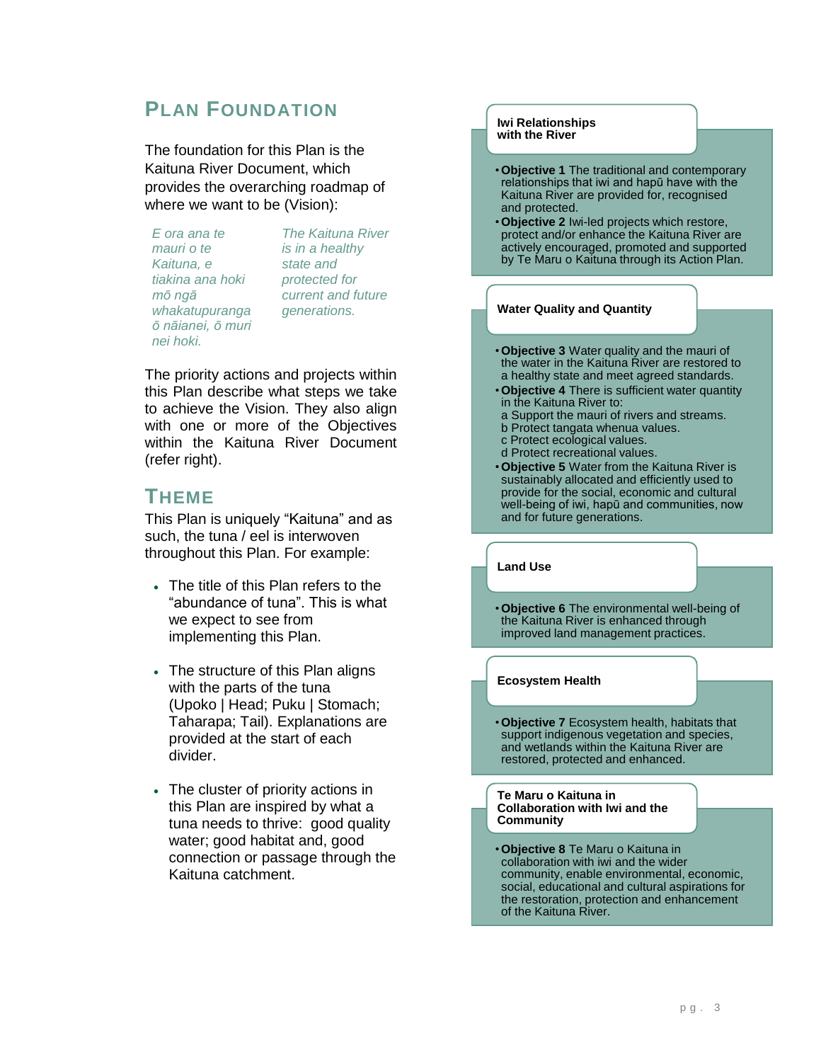## Plan Foundation

The foundation for this Plan is the Kaituna River Document, which provides the overarching roadmap of where we want to be (Vision):

*E ora ana te mauri o te Kaituna, e tiakina ana hoki mō ngā whakatupuranga ō nāianei, ō muri nei hoki.*

*The Kaituna River is in a healthy state and protected for current and future generations.*

The priority actions and projects within this Plan describe what steps we take to achieve the Vision. They also align with one or more of the Objectives within the Kaituna River Document (refer right).

## Theme

This Plan is uniquely "Kaituna" and as such, the tuna / eel is interwoven throughout this Plan. For example:

- The title of this Plan refers to the "abundance of tuna". This is what we expect to see from implementing this Plan.
- The structure of this Plan aligns with the parts of the tuna (Upoko | Head; Puku | Stomach; Taharapa; Tail). Explanations are provided at the start of each divider.
- The cluster of priority actions in this Plan are inspired by what a tuna needs to thrive: good quality water; good habitat and, good connection or passage through the Kaituna catchment.

**Iwi Relationships with the River**

- **Objective 1** The traditional and contemporary relationships that iwi and hapū have with the Kaituna River are provided for, recognised and protected.
- **Objective 2** Iwi-led projects which restore, protect and/or enhance the Kaituna River are actively encouraged, promoted and supported by Te Maru o Kaituna through its Action Plan.

**Water Quality and Quantity**

- **Objective 3** Water quality and the mauri of the water in the Kaituna River are restored to a healthy state and meet agreed standards.
- **Objective 4** There is sufficient water quantity in the Kaituna River to:
  a Support the mauri of rivers and streams.
  b Protect tangata whenua values.
  c Protect ecological values.
  d Protect recreational values.
- **Objective 5** Water from the Kaituna River is sustainably allocated and efficiently used to provide for the social, economic and cultural well-being of iwi, hapū and communities, now and for future generations.

**Land Use**

- **Objective 6** The environmental well-being of the Kaituna River is enhanced through improved land management practices.

**Ecosystem Health**

- **Objective 7** Ecosystem health, habitats that support indigenous vegetation and species, and wetlands within the Kaituna River are restored, protected and enhanced.

**Te Maru o Kaituna in Collaboration with Iwi and the Community**

- **Objective 8** Te Maru o Kaituna in collaboration with iwi and the wider community, enable environmental, economic, social, educational and cultural aspirations for the restoration, protection and enhancement of the Kaituna River.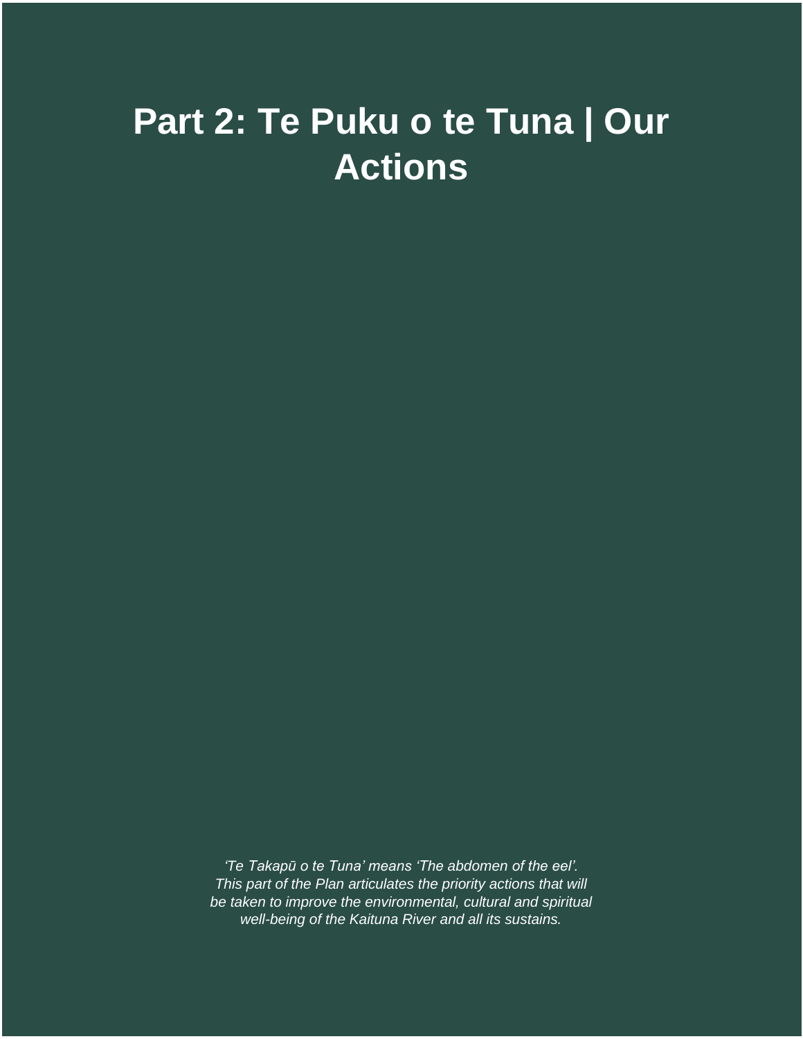# Part 2: Te Puku o te Tuna | Our Actions

*‘Te Takapū o te Tuna’ means ‘The abdomen of the eel’. This part of the Plan articulates the priority actions that will be taken to improve the environmental, cultural and spiritual well-being of the Kaituna River and all its sustains.*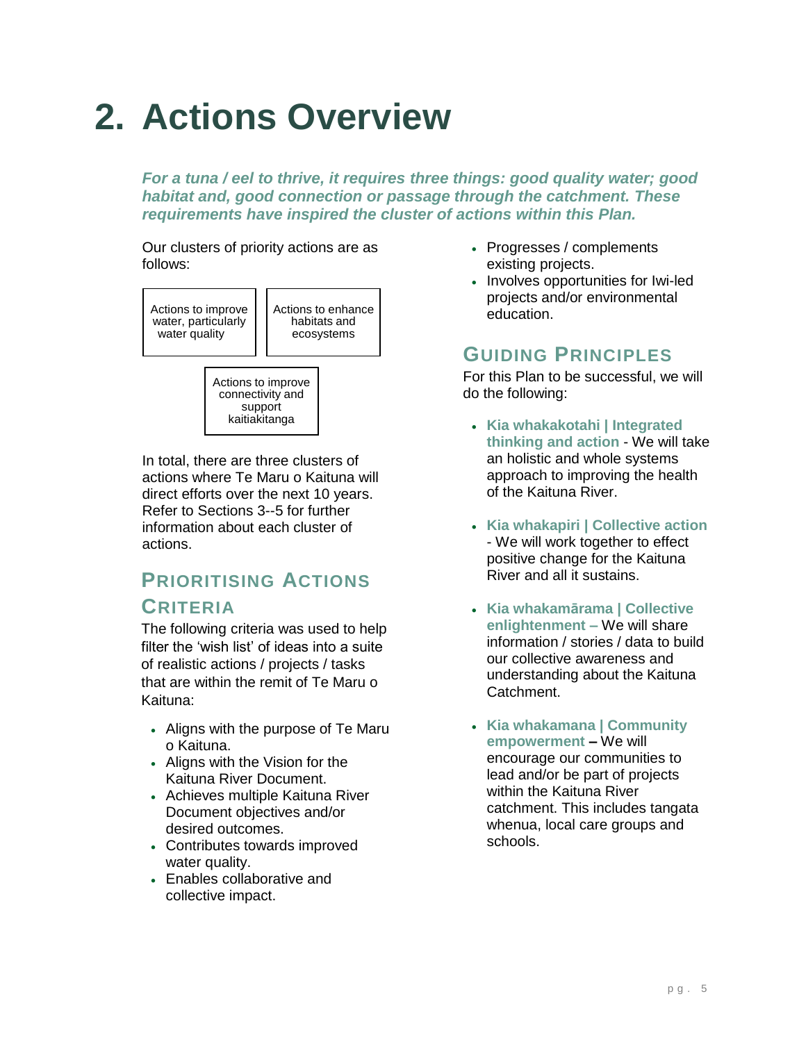# 2. Actions Overview

***For a tuna / eel to thrive, it requires three things: good quality water; good habitat and, good connection or passage through the catchment. These requirements have inspired the cluster of actions within this Plan.***

Our clusters of priority actions are as follows:

- Actions to improve water, particularly water quality
- Actions to enhance habitats and ecosystems
- Actions to improve connectivity and support kaitiakitanga

In total, there are three clusters of actions where Te Maru o Kaituna will direct efforts over the next 10 years. Refer to Sections 3--5 for further information about each cluster of actions.

## Prioritising Actions Criteria

The following criteria was used to help filter the 'wish list' of ideas into a suite of realistic actions / projects / tasks that are within the remit of Te Maru o Kaituna:

- Aligns with the purpose of Te Maru o Kaituna.
- Aligns with the Vision for the Kaituna River Document.
- Achieves multiple Kaituna River Document objectives and/or desired outcomes.
- Contributes towards improved water quality.
- Enables collaborative and collective impact.
- Progresses / complements existing projects.
- Involves opportunities for Iwi-led projects and/or environmental education.

## Guiding Principles

For this Plan to be successful, we will do the following:

- **Kia whakakotahi | Integrated thinking and action** - We will take an holistic and whole systems approach to improving the health of the Kaituna River.

- **Kia whakapiri | Collective action** - We will work together to effect positive change for the Kaituna River and all it sustains.

- **Kia whakamārama | Collective enlightenment –** We will share information / stories / data to build our collective awareness and understanding about the Kaituna Catchment.

- **Kia whakamana | Community empowerment –** We will encourage our communities to lead and/or be part of projects within the Kaituna River catchment. This includes tangata whenua, local care groups and schools.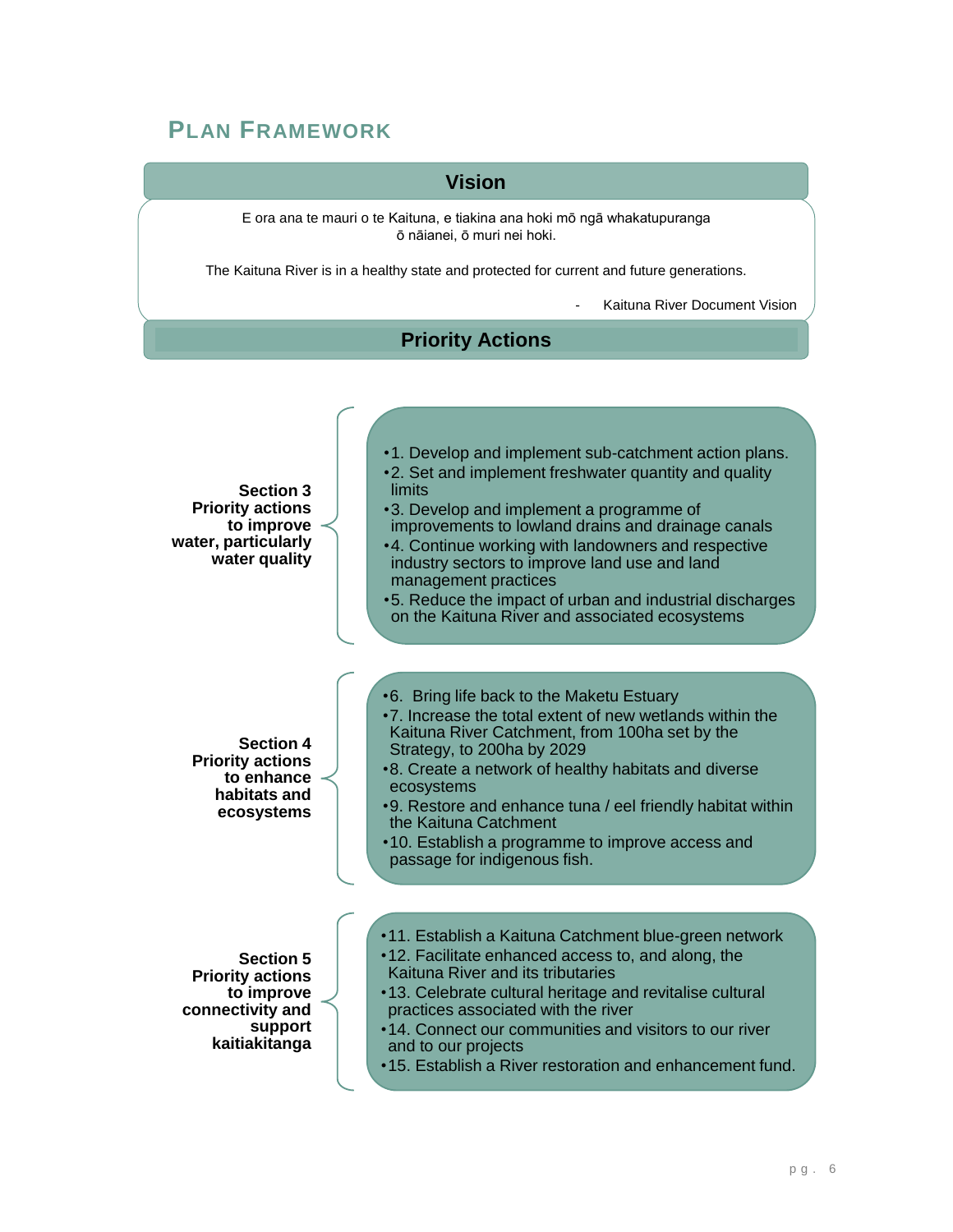## Plan Framework

### Vision

E ora ana te mauri o te Kaituna, e tiakina ana hoki mō ngā whakatupuranga ō nāianei, ō muri nei hoki.

The Kaituna River is in a healthy state and protected for current and future generations.

- Kaituna River Document Vision

### Priority Actions

**Section 3 Priority actions to improve water, particularly water quality**

- 1. Develop and implement sub-catchment action plans.
- 2. Set and implement freshwater quantity and quality limits
- 3. Develop and implement a programme of improvements to lowland drains and drainage canals
- 4. Continue working with landowners and respective industry sectors to improve land use and land management practices
- 5. Reduce the impact of urban and industrial discharges on the Kaituna River and associated ecosystems

**Section 4 Priority actions to enhance habitats and ecosystems**

- 6. Bring life back to the Maketu Estuary
- 7. Increase the total extent of new wetlands within the Kaituna River Catchment, from 100ha set by the Strategy, to 200ha by 2029
- 8. Create a network of healthy habitats and diverse ecosystems
- 9. Restore and enhance tuna / eel friendly habitat within the Kaituna Catchment
- 10. Establish a programme to improve access and passage for indigenous fish.

**Section 5 Priority actions to improve connectivity and support kaitiakitanga**

- 11. Establish a Kaituna Catchment blue-green network
- 12. Facilitate enhanced access to, and along, the Kaituna River and its tributaries
- 13. Celebrate cultural heritage and revitalise cultural practices associated with the river
- 14. Connect our communities and visitors to our river and to our projects
- 15. Establish a River restoration and enhancement fund.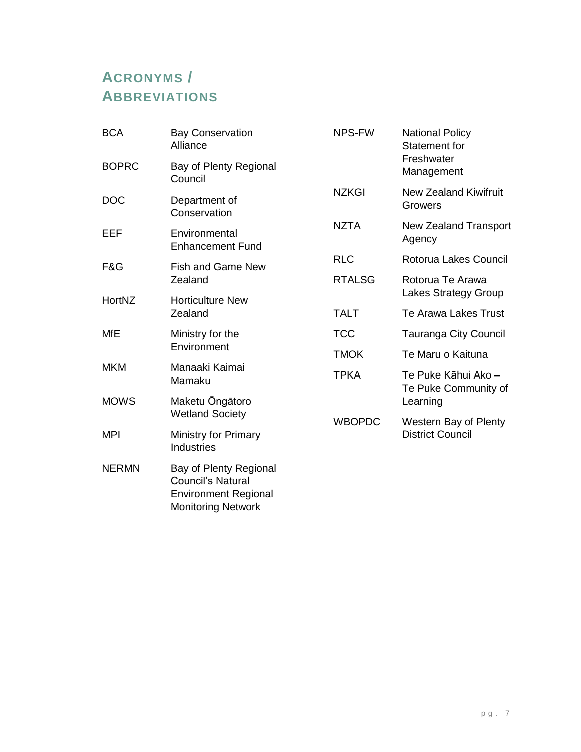## Acronyms / Abbreviations

| | |
|---|---|
| BCA | Bay Conservation Alliance |
| BOPRC | Bay of Plenty Regional Council |
| DOC | Department of Conservation |
| EEF | Environmental Enhancement Fund |
| F&G | Fish and Game New Zealand |
| HortNZ | Horticulture New Zealand |
| MfE | Ministry for the Environment |
| MKM | Manaaki Kaimai Mamaku |
| MOWS | Maketu Ōngātoro Wetland Society |
| MPI | Ministry for Primary Industries |
| NERMN | Bay of Plenty Regional Council's Natural Environment Regional Monitoring Network |
| NPS-FW | National Policy Statement for Freshwater Management |
| NZKGI | New Zealand Kiwifruit Growers |
| NZTA | New Zealand Transport Agency |
| RLC | Rotorua Lakes Council |
| RTALSG | Rotorua Te Arawa Lakes Strategy Group |
| TALT | Te Arawa Lakes Trust |
| TCC | Tauranga City Council |
| TMOK | Te Maru o Kaituna |
| TPKA | Te Puke Kāhui Ako – Te Puke Community of Learning |
| WBOPDC | Western Bay of Plenty District Council |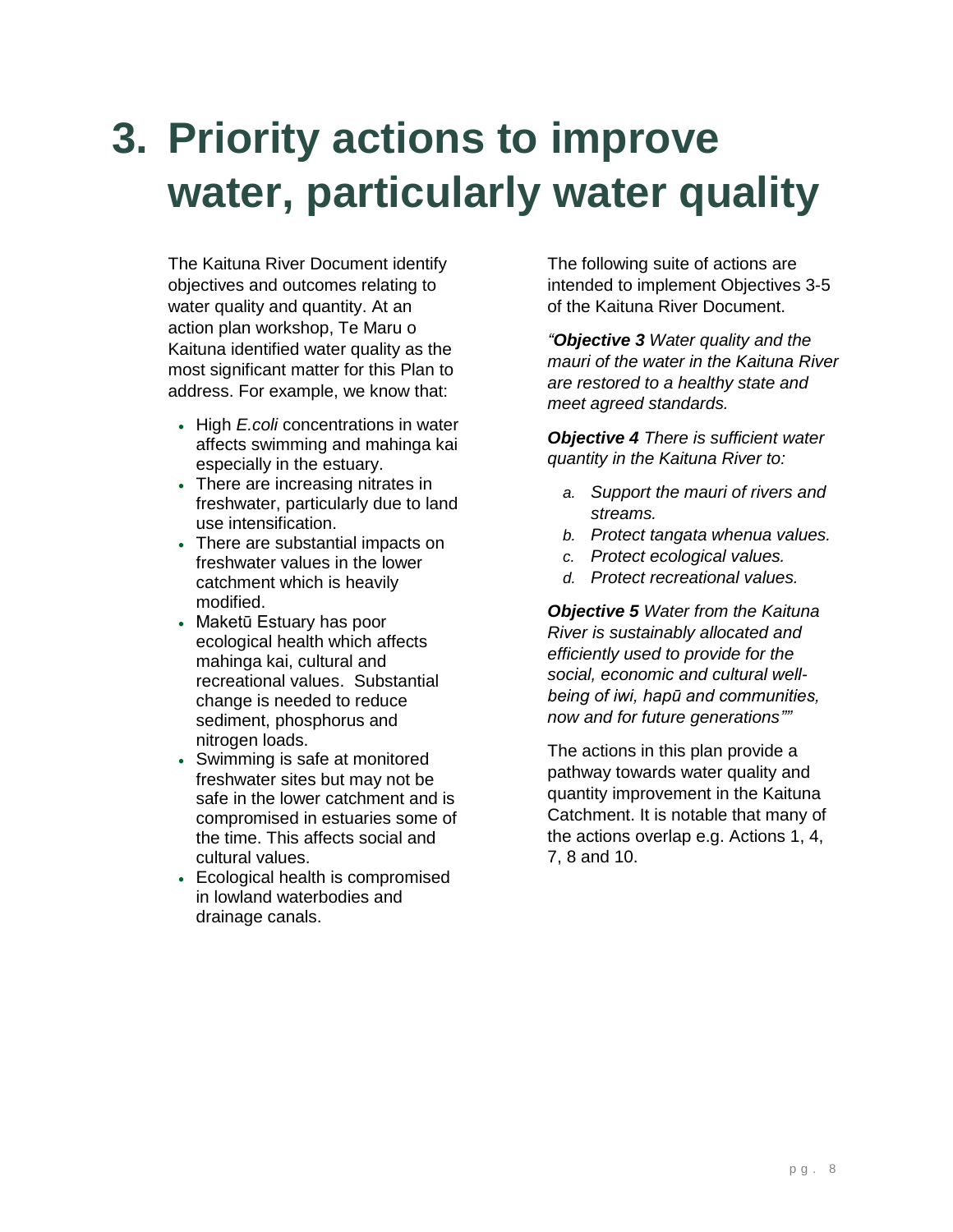# 3. Priority actions to improve water, particularly water quality

The Kaituna River Document identify objectives and outcomes relating to water quality and quantity. At an action plan workshop, Te Maru o Kaituna identified water quality as the most significant matter for this Plan to address. For example, we know that:

- High *E.coli* concentrations in water affects swimming and mahinga kai especially in the estuary.
- There are increasing nitrates in freshwater, particularly due to land use intensification.
- There are substantial impacts on freshwater values in the lower catchment which is heavily modified.
- Maketū Estuary has poor ecological health which affects mahinga kai, cultural and recreational values. Substantial change is needed to reduce sediment, phosphorus and nitrogen loads.
- Swimming is safe at monitored freshwater sites but may not be safe in the lower catchment and is compromised in estuaries some of the time. This affects social and cultural values.
- Ecological health is compromised in lowland waterbodies and drainage canals.

The following suite of actions are intended to implement Objectives 3-5 of the Kaituna River Document.

*"**Objective 3** Water quality and the mauri of the water in the Kaituna River are restored to a healthy state and meet agreed standards.*

***Objective 4** There is sufficient water quantity in the Kaituna River to:*

*a. Support the mauri of rivers and streams.*
*b. Protect tangata whenua values.*
*c. Protect ecological values.*
*d. Protect recreational values.*

***Objective 5** Water from the Kaituna River is sustainably allocated and efficiently used to provide for the social, economic and cultural well-being of iwi, hapū and communities, now and for future generations""*

The actions in this plan provide a pathway towards water quality and quantity improvement in the Kaituna Catchment. It is notable that many of the actions overlap e.g. Actions 1, 4, 7, 8 and 10.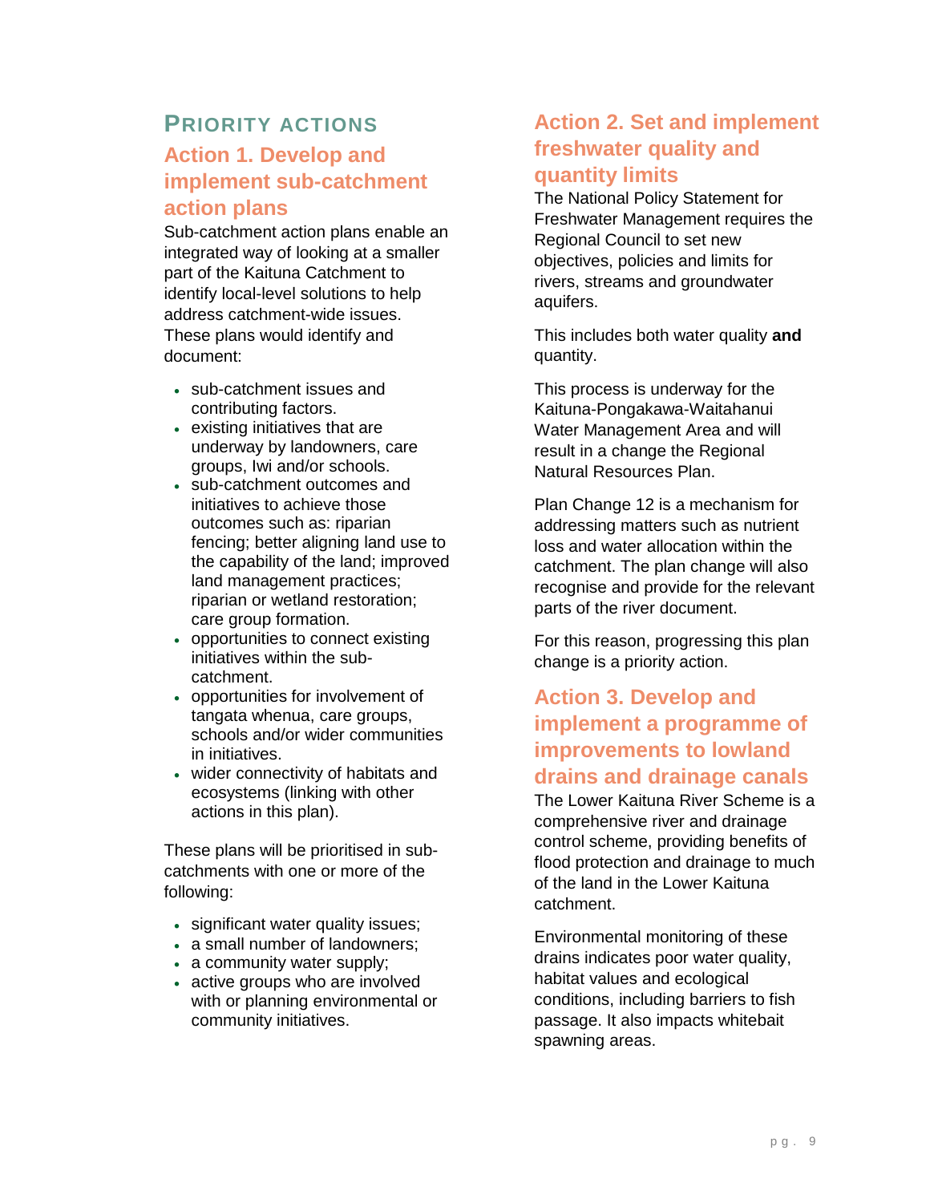## PRIORITY ACTIONS

### Action 1. Develop and implement sub-catchment action plans

Sub-catchment action plans enable an integrated way of looking at a smaller part of the Kaituna Catchment to identify local-level solutions to help address catchment-wide issues. These plans would identify and document:

- sub-catchment issues and contributing factors.
- existing initiatives that are underway by landowners, care groups, Iwi and/or schools.
- sub-catchment outcomes and initiatives to achieve those outcomes such as: riparian fencing; better aligning land use to the capability of the land; improved land management practices; riparian or wetland restoration; care group formation.
- opportunities to connect existing initiatives within the sub-catchment.
- opportunities for involvement of tangata whenua, care groups, schools and/or wider communities in initiatives.
- wider connectivity of habitats and ecosystems (linking with other actions in this plan).

These plans will be prioritised in sub-catchments with one or more of the following:

- significant water quality issues;
- a small number of landowners;
- a community water supply;
- active groups who are involved with or planning environmental or community initiatives.

### Action 2. Set and implement freshwater quality and quantity limits

The National Policy Statement for Freshwater Management requires the Regional Council to set new objectives, policies and limits for rivers, streams and groundwater aquifers.

This includes both water quality **and** quantity.

This process is underway for the Kaituna-Pongakawa-Waitahanui Water Management Area and will result in a change the Regional Natural Resources Plan.

Plan Change 12 is a mechanism for addressing matters such as nutrient loss and water allocation within the catchment. The plan change will also recognise and provide for the relevant parts of the river document.

For this reason, progressing this plan change is a priority action.

### Action 3. Develop and implement a programme of improvements to lowland drains and drainage canals

The Lower Kaituna River Scheme is a comprehensive river and drainage control scheme, providing benefits of flood protection and drainage to much of the land in the Lower Kaituna catchment.

Environmental monitoring of these drains indicates poor water quality, habitat values and ecological conditions, including barriers to fish passage. It also impacts whitebait spawning areas.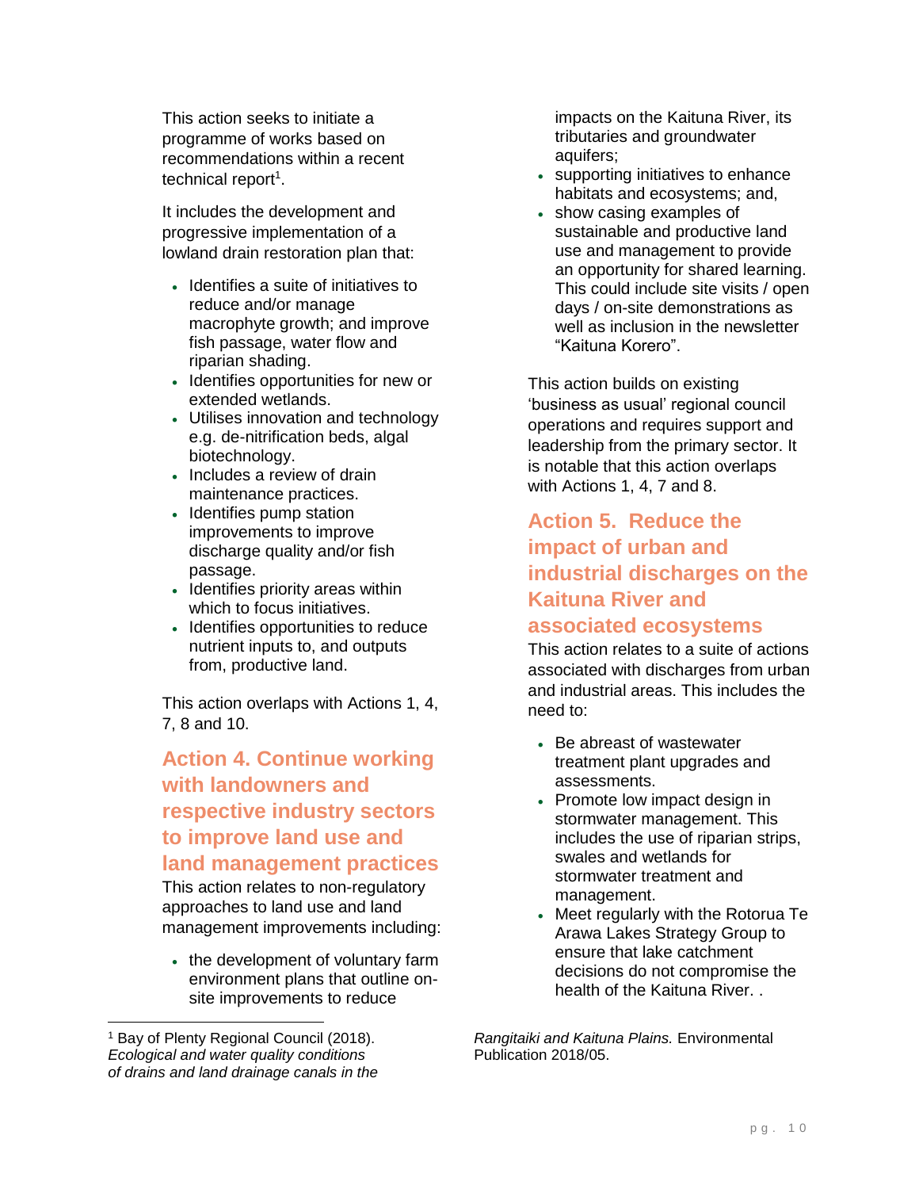This action seeks to initiate a programme of works based on recommendations within a recent technical report[1].

It includes the development and progressive implementation of a lowland drain restoration plan that:

- Identifies a suite of initiatives to reduce and/or manage macrophyte growth; and improve fish passage, water flow and riparian shading.
- Identifies opportunities for new or extended wetlands.
- Utilises innovation and technology e.g. de-nitrification beds, algal biotechnology.
- Includes a review of drain maintenance practices.
- Identifies pump station improvements to improve discharge quality and/or fish passage.
- Identifies priority areas within which to focus initiatives.
- Identifies opportunities to reduce nutrient inputs to, and outputs from, productive land.

This action overlaps with Actions 1, 4, 7, 8 and 10.

## Action 4. Continue working with landowners and respective industry sectors to improve land use and land management practices

This action relates to non-regulatory approaches to land use and land management improvements including:

- the development of voluntary farm environment plans that outline on-site improvements to reduce impacts on the Kaituna River, its tributaries and groundwater aquifers;
- supporting initiatives to enhance habitats and ecosystems; and,
- show casing examples of sustainable and productive land use and management to provide an opportunity for shared learning. This could include site visits / open days / on-site demonstrations as well as inclusion in the newsletter "Kaituna Korero".

This action builds on existing 'business as usual' regional council operations and requires support and leadership from the primary sector. It is notable that this action overlaps with Actions 1, 4, 7 and 8.

## Action 5. Reduce the impact of urban and industrial discharges on the Kaituna River and associated ecosystems

This action relates to a suite of actions associated with discharges from urban and industrial areas. This includes the need to:

- Be abreast of wastewater treatment plant upgrades and assessments.
- Promote low impact design in stormwater management. This includes the use of riparian strips, swales and wetlands for stormwater treatment and management.
- Meet regularly with the Rotorua Te Arawa Lakes Strategy Group to ensure that lake catchment decisions do not compromise the health of the Kaituna River. .

---

[1] Bay of Plenty Regional Council (2018). *Ecological and water quality conditions of drains and land drainage canals in the Rangitaiki and Kaituna Plains.* Environmental Publication 2018/05.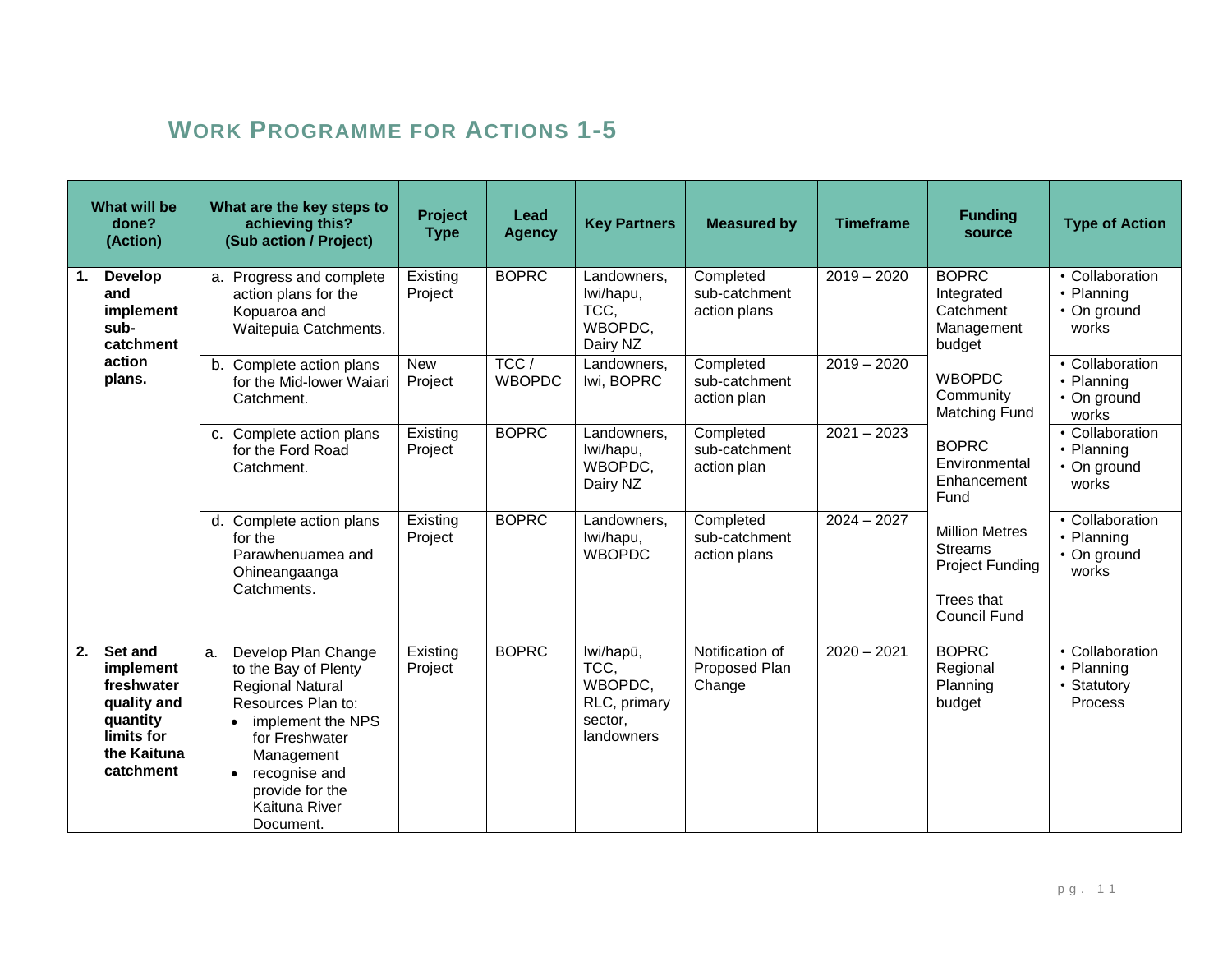## Work Programme for Actions 1-5

| What will be done? (Action) | What are the key steps to achieving this? (Sub action / Project) | Project Type | Lead Agency | Key Partners | Measured by | Timeframe | Funding source | Type of Action |
|---|---|---|---|---|---|---|---|---|
| **1. Develop and implement sub-catchment action plans.** | a. Progress and complete action plans for the Kopuaroa and Waitepuia Catchments. | Existing Project | BOPRC | Landowners, Iwi/hapu, TCC, WBOPDC, Dairy NZ | Completed sub-catchment action plans | 2019 – 2020 | BOPRC Integrated Catchment Management budget<br><br>WBOPDC Community Matching Fund<br><br>BOPRC Environmental Enhancement Fund<br><br>Million Metres Streams Project Funding<br><br>Trees that Council Fund | • Collaboration<br>• Planning<br>• On ground works |
| | b. Complete action plans for the Mid-lower Waiari Catchment. | New Project | TCC / WBOPDC | Landowners, Iwi, BOPRC | Completed sub-catchment action plan | 2019 – 2020 | | • Collaboration<br>• Planning<br>• On ground works |
| | c. Complete action plans for the Ford Road Catchment. | Existing Project | BOPRC | Landowners, Iwi/hapu, WBOPDC, Dairy NZ | Completed sub-catchment action plan | 2021 – 2023 | | • Collaboration<br>• Planning<br>• On ground works |
| | d. Complete action plans for the Parawhenuamea and Ohineangaanga Catchments. | Existing Project | BOPRC | Landowners, Iwi/hapu, WBOPDC | Completed sub-catchment action plans | 2024 – 2027 | | • Collaboration<br>• Planning<br>• On ground works |
| **2. Set and implement freshwater quality and quantity limits for the Kaituna catchment** | a. Develop Plan Change to the Bay of Plenty Regional Natural Resources Plan to:<br>• implement the NPS for Freshwater Management<br>• recognise and provide for the Kaituna River Document. | Existing Project | BOPRC | Iwi/hapū, TCC, WBOPDC, RLC, primary sector, landowners | Notification of Proposed Plan Change | 2020 – 2021 | BOPRC Regional Planning budget | • Collaboration<br>• Planning<br>• Statutory Process |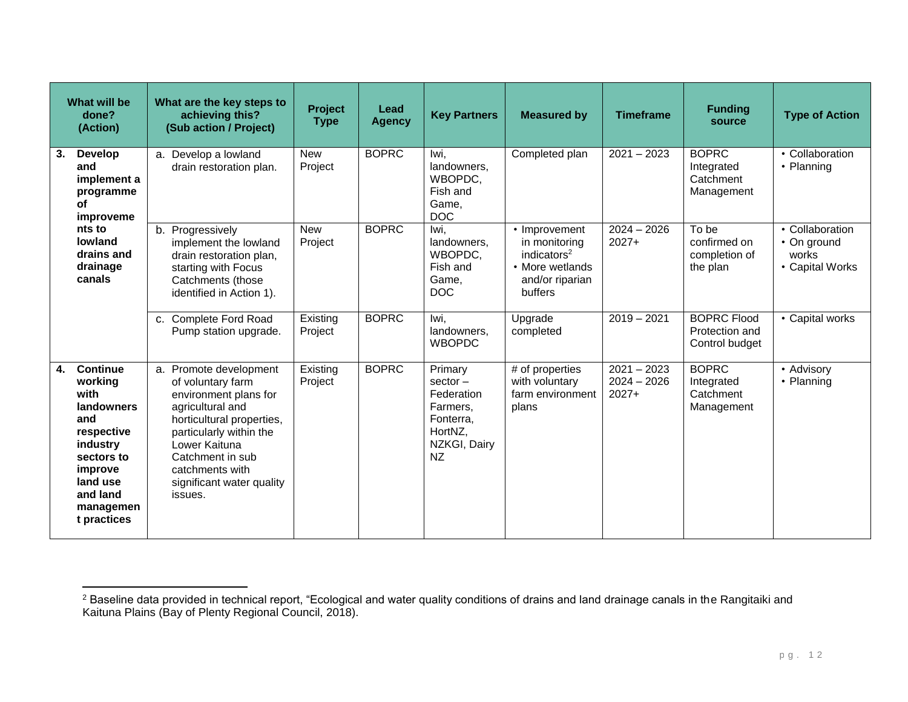| What will be done? (Action) | What are the key steps to achieving this? (Sub action / Project) | Project Type | Lead Agency | Key Partners | Measured by | Timeframe | Funding source | Type of Action |
|---|---|---|---|---|---|---|---|---|
| **3. Develop and implement a programme of improvements to lowland drains and drainage canals** | a. Develop a lowland drain restoration plan. | New Project | BOPRC | Iwi, landowners, WBOPDC, Fish and Game, DOC | Completed plan | 2021 – 2023 | BOPRC Integrated Catchment Management | • Collaboration<br>• Planning |
| | b. Progressively implement the lowland drain restoration plan, starting with Focus Catchments (those identified in Action 1). | New Project | BOPRC | Iwi, landowners, WBOPDC, Fish and Game, DOC | • Improvement in monitoring indicators[2]<br>• More wetlands and/or riparian buffers | 2024 – 2026<br>2027+ | To be confirmed on completion of the plan | • Collaboration<br>• On ground works<br>• Capital Works |
| | c. Complete Ford Road Pump station upgrade. | Existing Project | BOPRC | Iwi, landowners, WBOPDC | Upgrade completed | 2019 – 2021 | BOPRC Flood Protection and Control budget | • Capital works |
| **4. Continue working with landowners and respective industry sectors to improve land use and land management practices** | a. Promote development of voluntary farm environment plans for agricultural and horticultural properties, particularly within the Lower Kaituna Catchment in sub catchments with significant water quality issues. | Existing Project | BOPRC | Primary sector – Federation Farmers, Fonterra, HortNZ, NZKGI, Dairy NZ | # of properties with voluntary farm environment plans | 2021 – 2023<br>2024 – 2026<br>2027+ | BOPRC Integrated Catchment Management | • Advisory<br>• Planning |

[2] Baseline data provided in technical report, "Ecological and water quality conditions of drains and land drainage canals in the Rangitaiki and Kaituna Plains (Bay of Plenty Regional Council, 2018).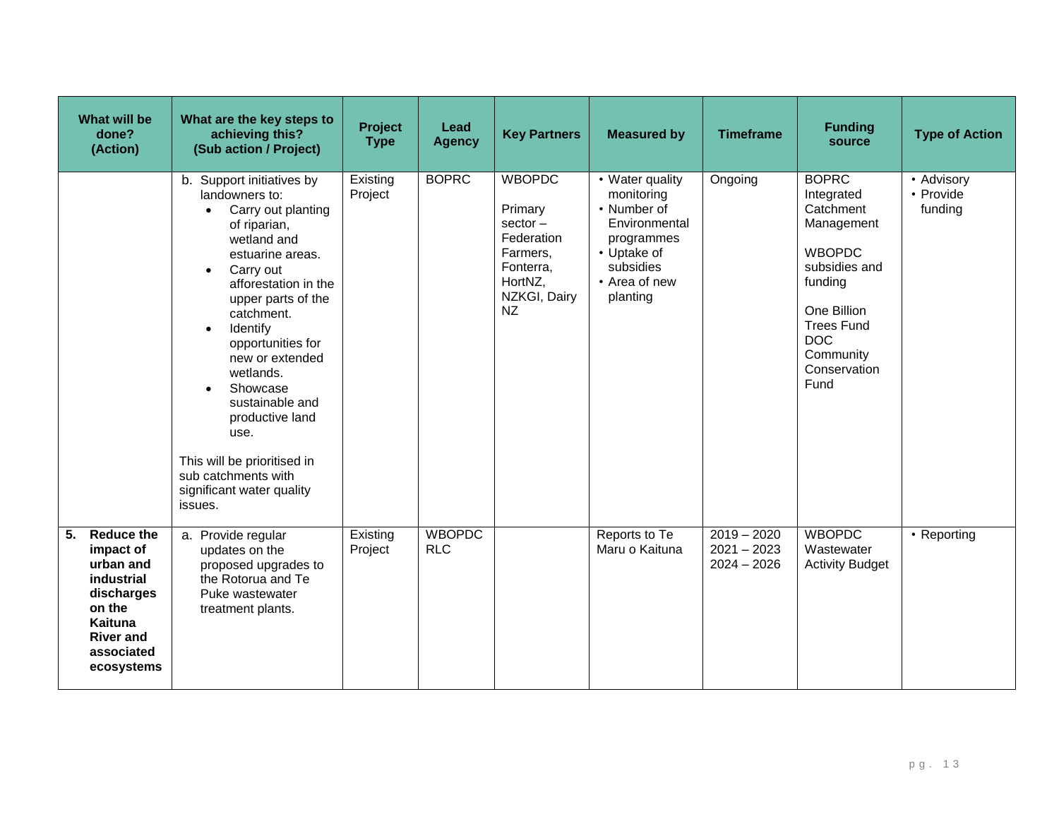| What will be done? (Action) | What are the key steps to achieving this? (Sub action / Project) | Project Type | Lead Agency | Key Partners | Measured by | Timeframe | Funding source | Type of Action |
|---|---|---|---|---|---|---|---|---|
| | b. Support initiatives by landowners to:<br>• Carry out planting of riparian, wetland and estuarine areas.<br>• Carry out afforestation in the upper parts of the catchment.<br>• Identify opportunities for new or extended wetlands.<br>• Showcase sustainable and productive land use.<br><br>This will be prioritised in sub catchments with significant water quality issues. | Existing Project | BOPRC | WBOPDC<br><br>Primary sector – Federation Farmers, Fonterra, HortNZ, NZKGI, Dairy NZ | • Water quality monitoring<br>• Number of Environmental programmes<br>• Uptake of subsidies<br>• Area of new planting | Ongoing | BOPRC Integrated Catchment Management<br><br>WBOPDC subsidies and funding<br><br>One Billion Trees Fund<br>DOC Community Conservation Fund | • Advisory<br>• Provide funding |
| **5. Reduce the impact of urban and industrial discharges on the Kaituna River and associated ecosystems** | a. Provide regular updates on the proposed upgrades to the Rotorua and Te Puke wastewater treatment plants. | Existing Project | WBOPDC<br>RLC | | Reports to Te Maru o Kaituna | 2019 – 2020<br>2021 – 2023<br>2024 – 2026 | WBOPDC Wastewater Activity Budget | • Reporting |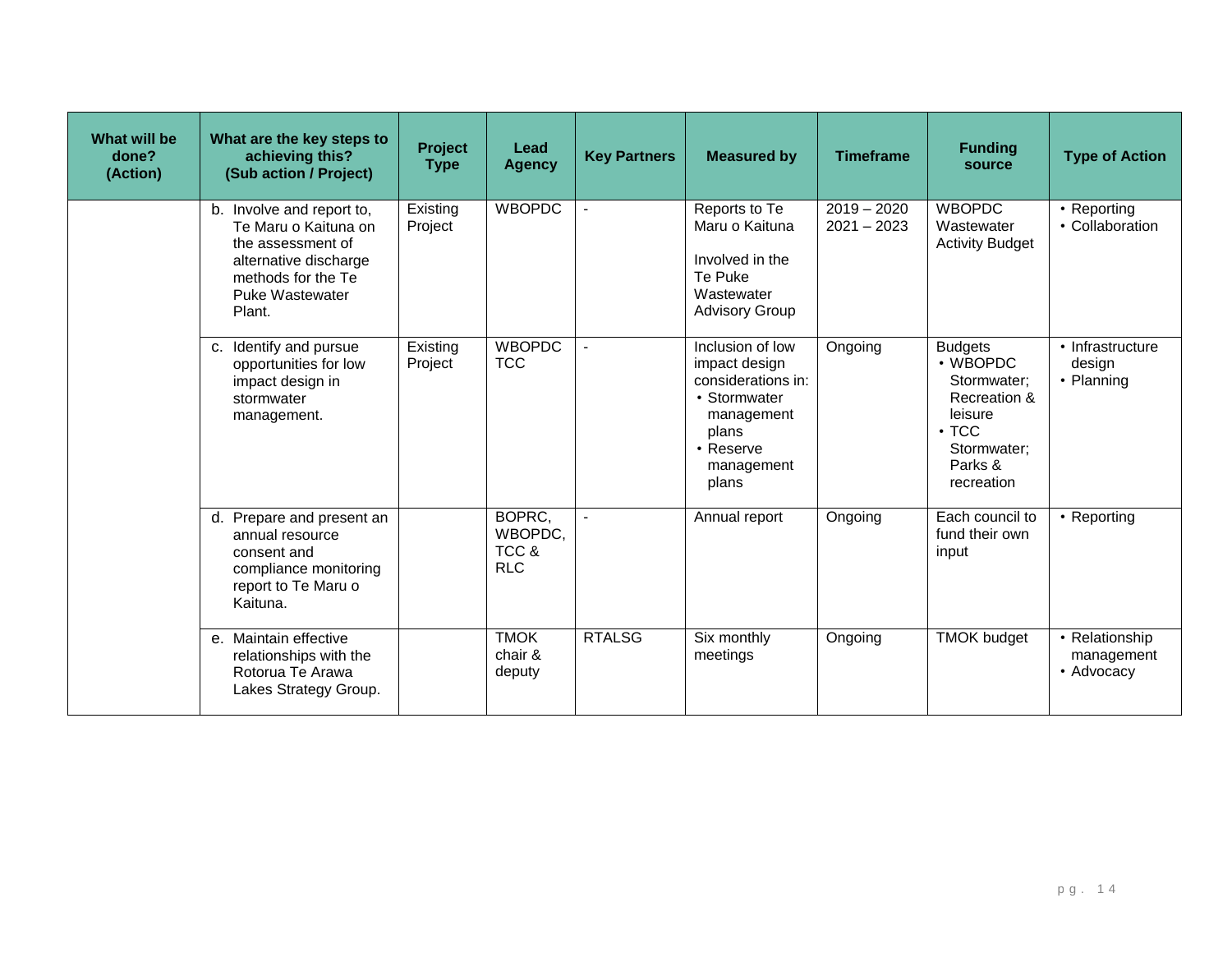| What will be done? (Action) | What are the key steps to achieving this? (Sub action / Project) | Project Type | Lead Agency | Key Partners | Measured by | Timeframe | Funding source | Type of Action |
|---|---|---|---|---|---|---|---|---|
| | b. Involve and report to, Te Maru o Kaituna on the assessment of alternative discharge methods for the Te Puke Wastewater Plant. | Existing Project | WBOPDC | - | Reports to Te Maru o Kaituna<br><br>Involved in the Te Puke Wastewater Advisory Group | 2019 – 2020<br>2021 – 2023 | WBOPDC Wastewater Activity Budget | • Reporting<br>• Collaboration |
| | c. Identify and pursue opportunities for low impact design in stormwater management. | Existing Project | WBOPDC<br>TCC | - | Inclusion of low impact design considerations in:<br>• Stormwater management plans<br>• Reserve management plans | Ongoing | Budgets<br>• WBOPDC Stormwater; Recreation & leisure<br>• TCC Stormwater; Parks & recreation | • Infrastructure design<br>• Planning |
| | d. Prepare and present an annual resource consent and compliance monitoring report to Te Maru o Kaituna. | | BOPRC, WBOPDC, TCC & RLC | - | Annual report | Ongoing | Each council to fund their own input | • Reporting |
| | e. Maintain effective relationships with the Rotorua Te Arawa Lakes Strategy Group. | | TMOK chair & deputy | RTALSG | Six monthly meetings | Ongoing | TMOK budget | • Relationship management<br>• Advocacy |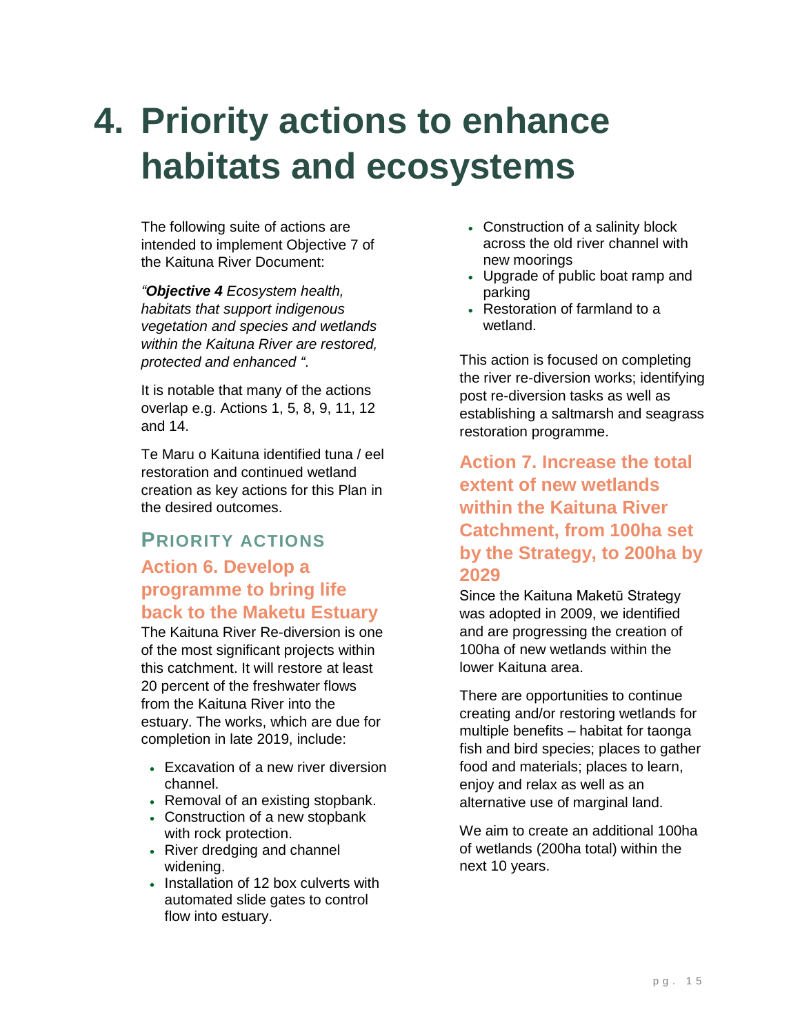# 4. Priority actions to enhance habitats and ecosystems

The following suite of actions are intended to implement Objective 7 of the Kaituna River Document:

*"**Objective 4** Ecosystem health, habitats that support indigenous vegetation and species and wetlands within the Kaituna River are restored, protected and enhanced ".*

It is notable that many of the actions overlap e.g. Actions 1, 5, 8, 9, 11, 12 and 14.

Te Maru o Kaituna identified tuna / eel restoration and continued wetland creation as key actions for this Plan in the desired outcomes.

## PRIORITY ACTIONS

### Action 6. Develop a programme to bring life back to the Maketu Estuary

The Kaituna River Re-diversion is one of the most significant projects within this catchment. It will restore at least 20 percent of the freshwater flows from the Kaituna River into the estuary. The works, which are due for completion in late 2019, include:

- Excavation of a new river diversion channel.
- Removal of an existing stopbank.
- Construction of a new stopbank with rock protection.
- River dredging and channel widening.
- Installation of 12 box culverts with automated slide gates to control flow into estuary.
- Construction of a salinity block across the old river channel with new moorings
- Upgrade of public boat ramp and parking
- Restoration of farmland to a wetland.

This action is focused on completing the river re-diversion works; identifying post re-diversion tasks as well as establishing a saltmarsh and seagrass restoration programme.

### Action 7. Increase the total extent of new wetlands within the Kaituna River Catchment, from 100ha set by the Strategy, to 200ha by 2029

Since the Kaituna Maketū Strategy was adopted in 2009, we identified and are progressing the creation of 100ha of new wetlands within the lower Kaituna area.

There are opportunities to continue creating and/or restoring wetlands for multiple benefits – habitat for taonga fish and bird species; places to gather food and materials; places to learn, enjoy and relax as well as an alternative use of marginal land.

We aim to create an additional 100ha of wetlands (200ha total) within the next 10 years.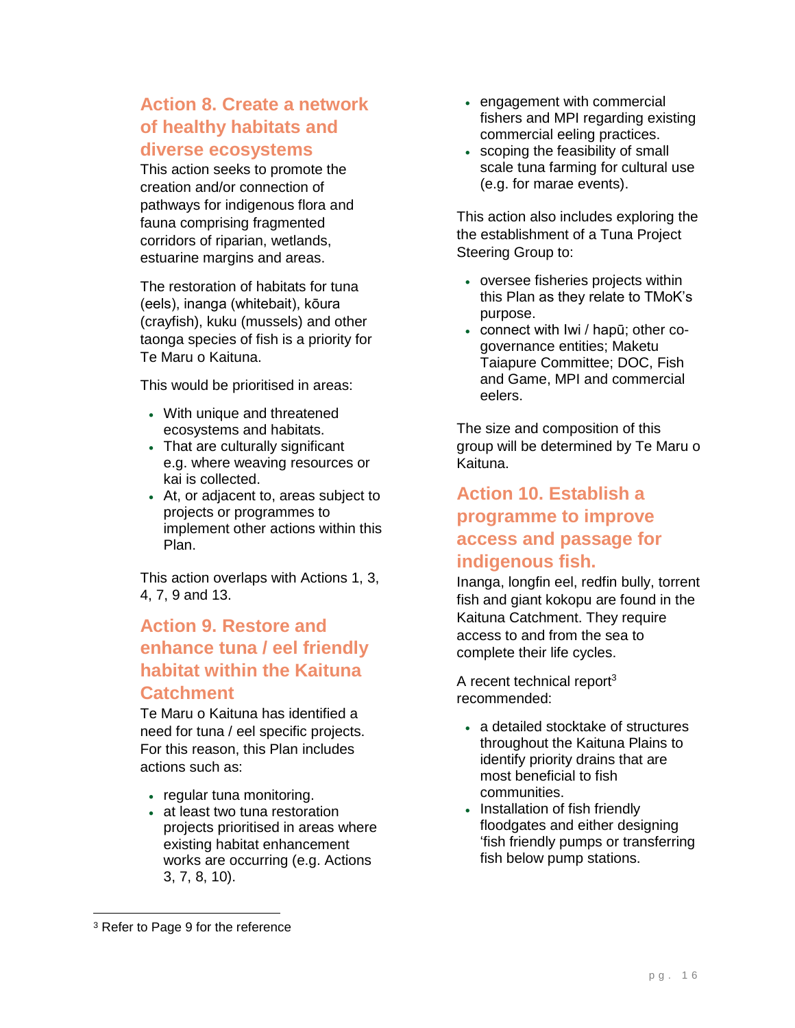## Action 8. Create a network of healthy habitats and diverse ecosystems

This action seeks to promote the creation and/or connection of pathways for indigenous flora and fauna comprising fragmented corridors of riparian, wetlands, estuarine margins and areas.

The restoration of habitats for tuna (eels), inanga (whitebait), kōura (crayfish), kuku (mussels) and other taonga species of fish is a priority for Te Maru o Kaituna.

This would be prioritised in areas:

- With unique and threatened ecosystems and habitats.
- That are culturally significant e.g. where weaving resources or kai is collected.
- At, or adjacent to, areas subject to projects or programmes to implement other actions within this Plan.

This action overlaps with Actions 1, 3, 4, 7, 9 and 13.

## Action 9. Restore and enhance tuna / eel friendly habitat within the Kaituna Catchment

Te Maru o Kaituna has identified a need for tuna / eel specific projects. For this reason, this Plan includes actions such as:

- regular tuna monitoring.
- at least two tuna restoration projects prioritised in areas where existing habitat enhancement works are occurring (e.g. Actions 3, 7, 8, 10).
- engagement with commercial fishers and MPI regarding existing commercial eeling practices.
- scoping the feasibility of small scale tuna farming for cultural use (e.g. for marae events).

This action also includes exploring the the establishment of a Tuna Project Steering Group to:

- oversee fisheries projects within this Plan as they relate to TMoK's purpose.
- connect with Iwi / hapū; other co-governance entities; Maketu Taiapure Committee; DOC, Fish and Game, MPI and commercial eelers.

The size and composition of this group will be determined by Te Maru o Kaituna.

## Action 10. Establish a programme to improve access and passage for indigenous fish.

Inanga, longfin eel, redfin bully, torrent fish and giant kokopu are found in the Kaituna Catchment. They require access to and from the sea to complete their life cycles.

A recent technical report[3] recommended:

- a detailed stocktake of structures throughout the Kaituna Plains to identify priority drains that are most beneficial to fish communities.
- Installation of fish friendly floodgates and either designing 'fish friendly pumps or transferring fish below pump stations.

[3] Refer to Page 9 for the reference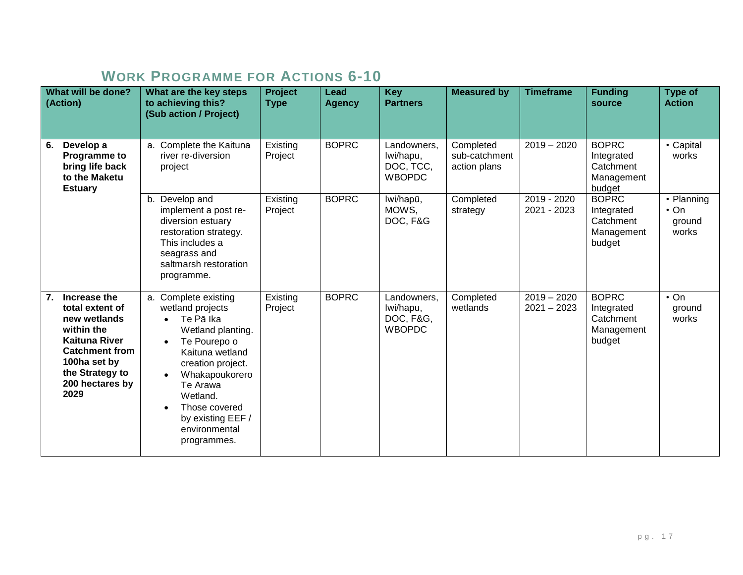## Work Programme for Actions 6-10

| What will be done? (Action) | What are the key steps to achieving this? (Sub action / Project) | Project Type | Lead Agency | Key Partners | Measured by | Timeframe | Funding source | Type of Action |
|---|---|---|---|---|---|---|---|---|
| **6. Develop a Programme to bring life back to the Maketu Estuary** | a. Complete the Kaituna river re-diversion project | Existing Project | BOPRC | Landowners, Iwi/hapu, DOC, TCC, WBOPDC | Completed sub-catchment action plans | 2019 – 2020 | BOPRC Integrated Catchment Management budget | • Capital works |
| | b. Develop and implement a post re-diversion estuary restoration strategy. This includes a seagrass and saltmarsh restoration programme. | Existing Project | BOPRC | Iwi/hapū, MOWS, DOC, F&G | Completed strategy | 2019 - 2020<br>2021 - 2023 | BOPRC Integrated Catchment Management budget | • Planning<br>• On ground works |
| **7. Increase the total extent of new wetlands within the Kaituna River Catchment from 100ha set by the Strategy to 200 hectares by 2029** | a. Complete existing wetland projects<br>• Te Pā Ika Wetland planting.<br>• Te Pourepo o Kaituna wetland creation project.<br>• Whakapoukorero Te Arawa Wetland.<br>• Those covered by existing EEF / environmental programmes. | Existing Project | BOPRC | Landowners, Iwi/hapu, DOC, F&G, WBOPDC | Completed wetlands | 2019 – 2020<br>2021 – 2023 | BOPRC Integrated Catchment Management budget | • On ground works |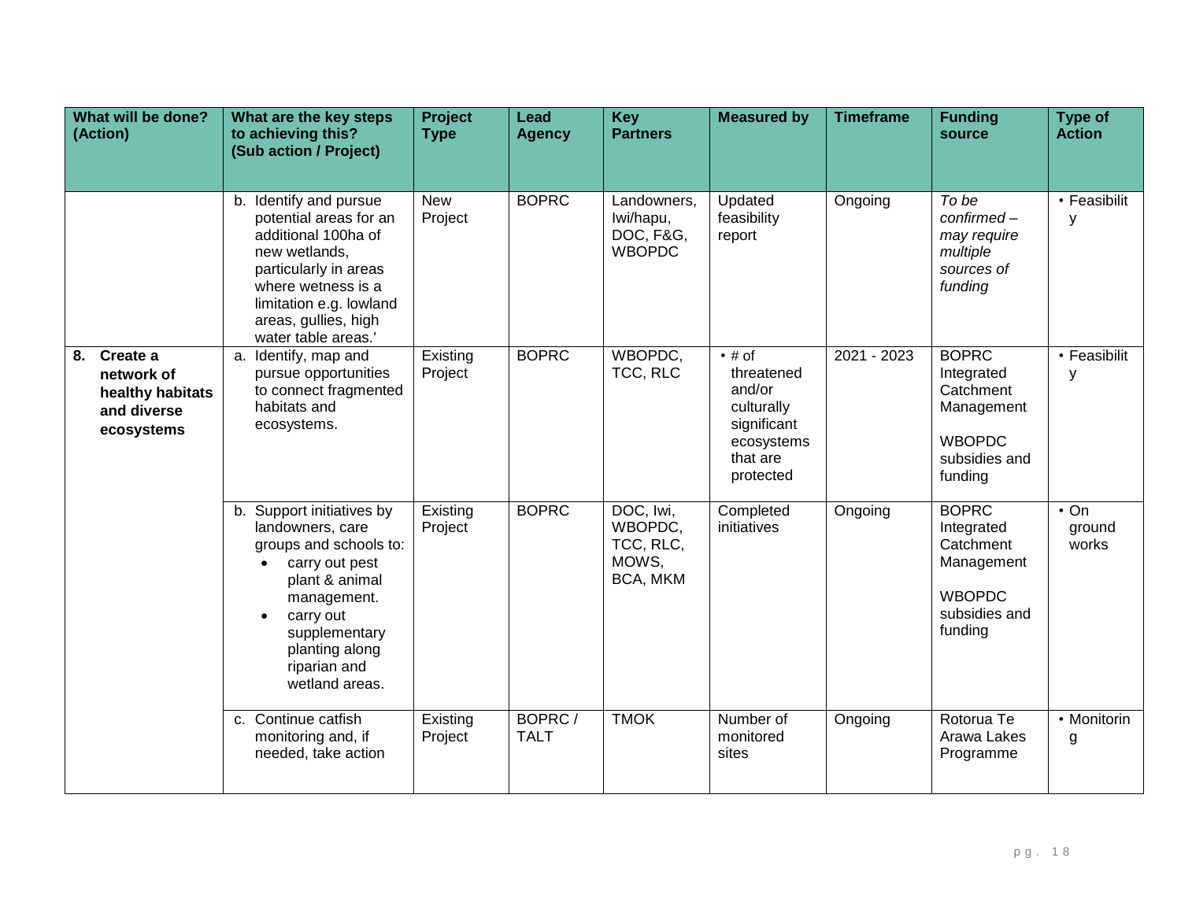| What will be done? (Action) | What are the key steps to achieving this? (Sub action / Project) | Project Type | Lead Agency | Key Partners | Measured by | Timeframe | Funding source | Type of Action |
|---|---|---|---|---|---|---|---|---|
| | b. Identify and pursue potential areas for an additional 100ha of new wetlands, particularly in areas where wetness is a limitation e.g. lowland areas, gullies, high water table areas.' | New Project | BOPRC | Landowners, Iwi/hapu, DOC, F&G, WBOPDC | Updated feasibility report | Ongoing | *To be confirmed – may require multiple sources of funding* | • Feasibility |
| **8. Create a network of healthy habitats and diverse ecosystems** | a. Identify, map and pursue opportunities to connect fragmented habitats and ecosystems. | Existing Project | BOPRC | WBOPDC, TCC, RLC | • # of threatened and/or culturally significant ecosystems that are protected | 2021 - 2023 | BOPRC Integrated Catchment Management<br><br>WBOPDC subsidies and funding | • Feasibility |
| | b. Support initiatives by landowners, care groups and schools to:<br>• carry out pest plant & animal management.<br>• carry out supplementary planting along riparian and wetland areas. | Existing Project | BOPRC | DOC, Iwi, WBOPDC, TCC, RLC, MOWS, BCA, MKM | Completed initiatives | Ongoing | BOPRC Integrated Catchment Management<br><br>WBOPDC subsidies and funding | • On ground works |
| | c. Continue catfish monitoring and, if needed, take action | Existing Project | BOPRC / TALT | TMOK | Number of monitored sites | Ongoing | Rotorua Te Arawa Lakes Programme | • Monitoring |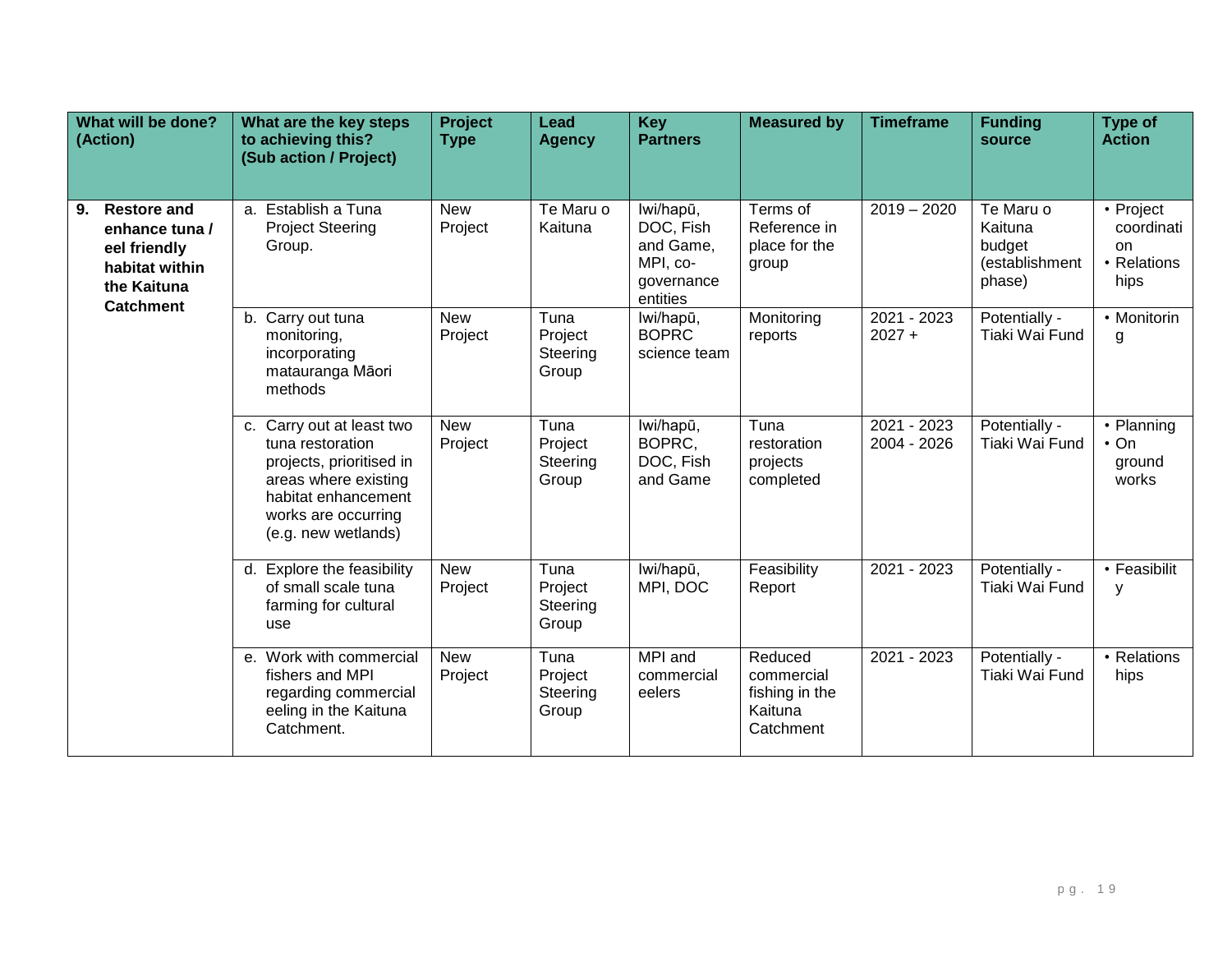| What will be done? (Action) | What are the key steps to achieving this? (Sub action / Project) | Project Type | Lead Agency | Key Partners | Measured by | Timeframe | Funding source | Type of Action |
|---|---|---|---|---|---|---|---|---|
| **9. Restore and enhance tuna / eel friendly habitat within the Kaituna Catchment** | a. Establish a Tuna Project Steering Group. | New Project | Te Maru o Kaituna | Iwi/hapū, DOC, Fish and Game, MPI, co-governance entities | Terms of Reference in place for the group | 2019 – 2020 | Te Maru o Kaituna budget (establishment phase) | • Project coordination<br>• Relationships |
| | b. Carry out tuna monitoring, incorporating matauranga Māori methods | New Project | Tuna Project Steering Group | Iwi/hapū, BOPRC science team | Monitoring reports | 2021 - 2023<br>2027 + | Potentially - Tiaki Wai Fund | • Monitoring |
| | c. Carry out at least two tuna restoration projects, prioritised in areas where existing habitat enhancement works are occurring (e.g. new wetlands) | New Project | Tuna Project Steering Group | Iwi/hapū, BOPRC, DOC, Fish and Game | Tuna restoration projects completed | 2021 - 2023<br>2004 - 2026 | Potentially - Tiaki Wai Fund | • Planning<br>• On ground works |
| | d. Explore the feasibility of small scale tuna farming for cultural use | New Project | Tuna Project Steering Group | Iwi/hapū, MPI, DOC | Feasibility Report | 2021 - 2023 | Potentially - Tiaki Wai Fund | • Feasibility |
| | e. Work with commercial fishers and MPI regarding commercial eeling in the Kaituna Catchment. | New Project | Tuna Project Steering Group | MPI and commercial eelers | Reduced commercial fishing in the Kaituna Catchment | 2021 - 2023 | Potentially - Tiaki Wai Fund | • Relationships |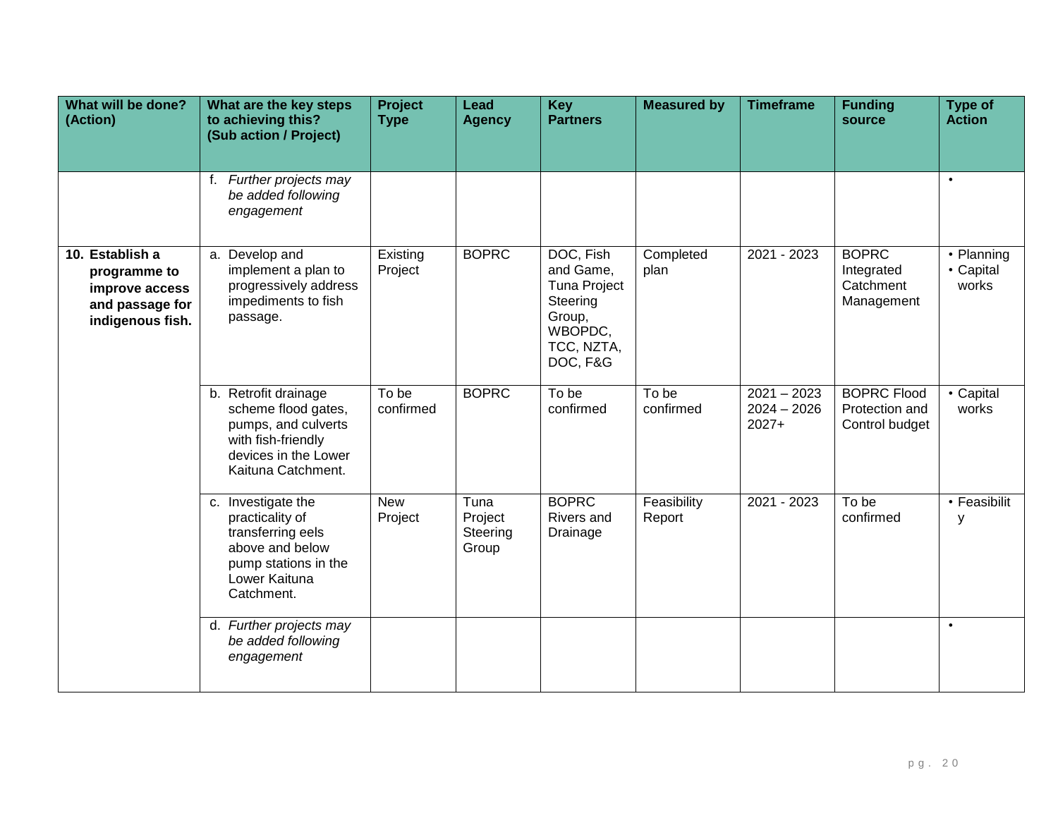| What will be done? (Action) | What are the key steps to achieving this? (Sub action / Project) | Project Type | Lead Agency | Key Partners | Measured by | Timeframe | Funding source | Type of Action |
|---|---|---|---|---|---|---|---|---|
| | f. *Further projects may be added following engagement* | | | | | | | • |
| **10. Establish a programme to improve access and passage for indigenous fish.** | a. Develop and implement a plan to progressively address impediments to fish passage. | Existing Project | BOPRC | DOC, Fish and Game, Tuna Project Steering Group, WBOPDC, TCC, NZTA, DOC, F&G | Completed plan | 2021 - 2023 | BOPRC Integrated Catchment Management | • Planning<br>• Capital works |
| | b. Retrofit drainage scheme flood gates, pumps, and culverts with fish-friendly devices in the Lower Kaituna Catchment. | To be confirmed | BOPRC | To be confirmed | To be confirmed | 2021 – 2023<br>2024 – 2026<br>2027+ | BOPRC Flood Protection and Control budget | • Capital works |
| | c. Investigate the practicality of transferring eels above and below pump stations in the Lower Kaituna Catchment. | New Project | Tuna Project Steering Group | BOPRC Rivers and Drainage | Feasibility Report | 2021 - 2023 | To be confirmed | • Feasibility |
| | d. *Further projects may be added following engagement* | | | | | | | • |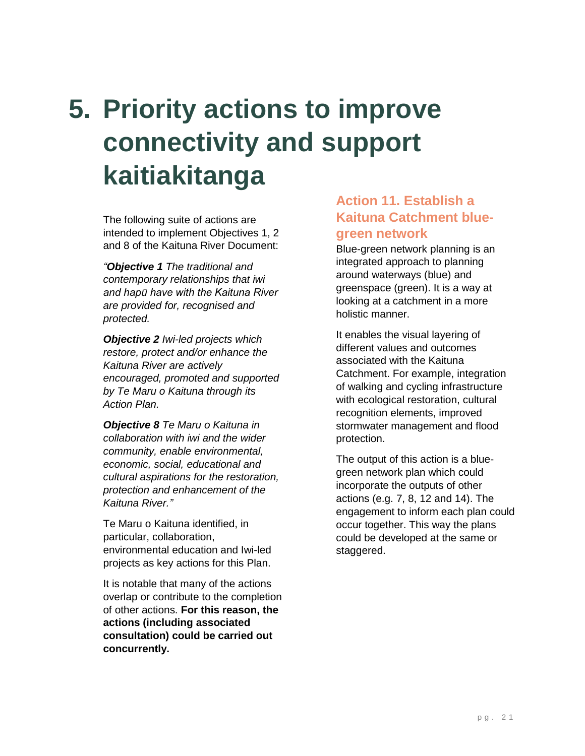# 5. Priority actions to improve connectivity and support kaitiakitanga

The following suite of actions are intended to implement Objectives 1, 2 and 8 of the Kaituna River Document:

*"**Objective 1** The traditional and contemporary relationships that iwi and hapū have with the Kaituna River are provided for, recognised and protected.*

***Objective 2** Iwi-led projects which restore, protect and/or enhance the Kaituna River are actively encouraged, promoted and supported by Te Maru o Kaituna through its Action Plan.*

***Objective 8** Te Maru o Kaituna in collaboration with iwi and the wider community, enable environmental, economic, social, educational and cultural aspirations for the restoration, protection and enhancement of the Kaituna River."*

Te Maru o Kaituna identified, in particular, collaboration, environmental education and Iwi-led projects as key actions for this Plan.

It is notable that many of the actions overlap or contribute to the completion of other actions. **For this reason, the actions (including associated consultation) could be carried out concurrently.**

### Action 11. Establish a Kaituna Catchment blue-green network

Blue-green network planning is an integrated approach to planning around waterways (blue) and greenspace (green). It is a way at looking at a catchment in a more holistic manner.

It enables the visual layering of different values and outcomes associated with the Kaituna Catchment. For example, integration of walking and cycling infrastructure with ecological restoration, cultural recognition elements, improved stormwater management and flood protection.

The output of this action is a blue-green network plan which could incorporate the outputs of other actions (e.g. 7, 8, 12 and 14). The engagement to inform each plan could occur together. This way the plans could be developed at the same or staggered.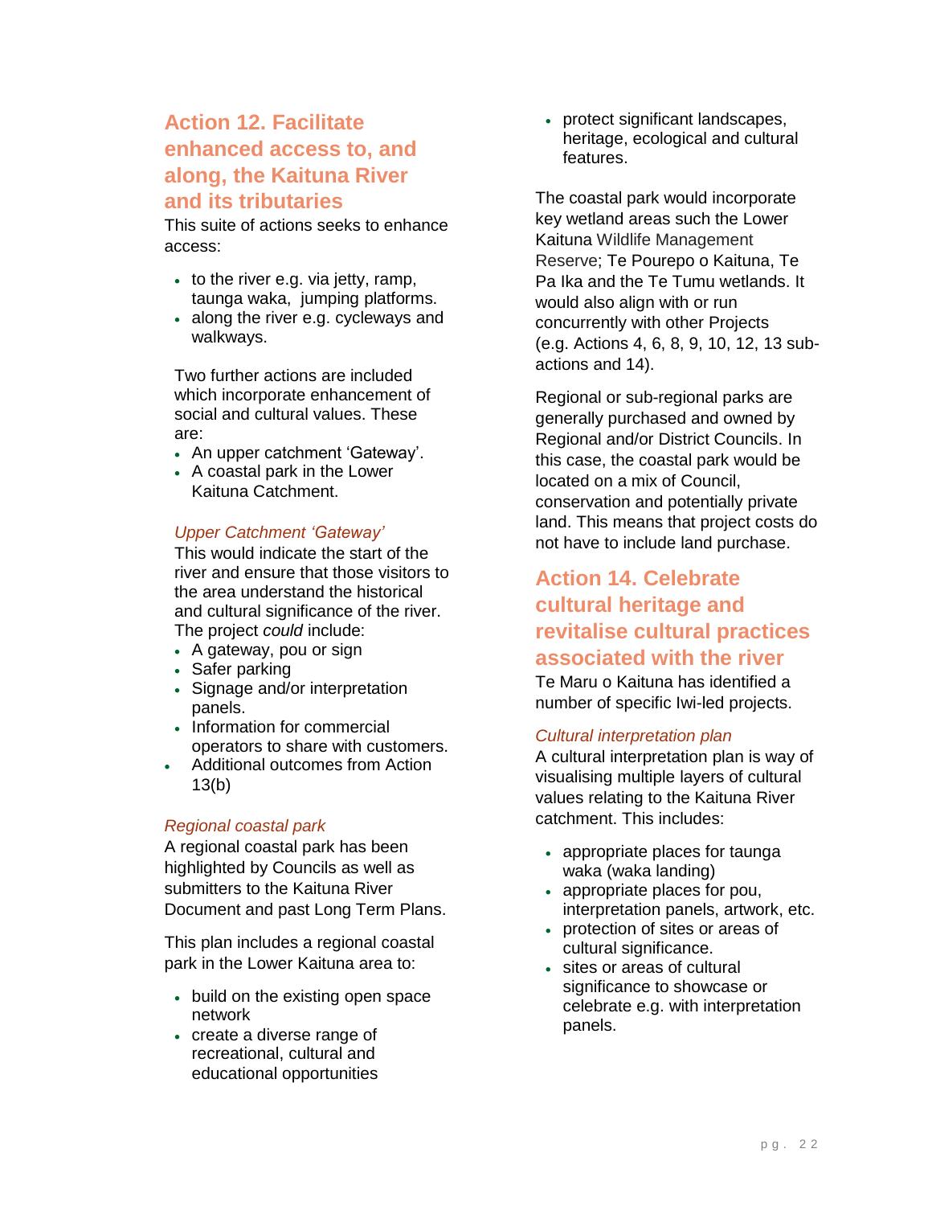## Action 12. Facilitate enhanced access to, and along, the Kaituna River and its tributaries

This suite of actions seeks to enhance access:

- to the river e.g. via jetty, ramp, taunga waka, jumping platforms.
- along the river e.g. cycleways and walkways.

Two further actions are included which incorporate enhancement of social and cultural values. These are:

- An upper catchment 'Gateway'.
- A coastal park in the Lower Kaituna Catchment.

### *Upper Catchment 'Gateway'*

This would indicate the start of the river and ensure that those visitors to the area understand the historical and cultural significance of the river. The project *could* include:

- A gateway, pou or sign
- Safer parking
- Signage and/or interpretation panels.
- Information for commercial operators to share with customers.
- Additional outcomes from Action 13(b)

### *Regional coastal park*

A regional coastal park has been highlighted by Councils as well as submitters to the Kaituna River Document and past Long Term Plans.

This plan includes a regional coastal park in the Lower Kaituna area to:

- build on the existing open space network
- create a diverse range of recreational, cultural and educational opportunities
- protect significant landscapes, heritage, ecological and cultural features.

The coastal park would incorporate key wetland areas such the Lower Kaituna Wildlife Management Reserve; Te Pourepo o Kaituna, Te Pa Ika and the Te Tumu wetlands. It would also align with or run concurrently with other Projects (e.g. Actions 4, 6, 8, 9, 10, 12, 13 sub-actions and 14).

Regional or sub-regional parks are generally purchased and owned by Regional and/or District Councils. In this case, the coastal park would be located on a mix of Council, conservation and potentially private land. This means that project costs do not have to include land purchase.

## Action 14. Celebrate cultural heritage and revitalise cultural practices associated with the river

Te Maru o Kaituna has identified a number of specific Iwi-led projects.

### *Cultural interpretation plan*

A cultural interpretation plan is way of visualising multiple layers of cultural values relating to the Kaituna River catchment. This includes:

- appropriate places for taunga waka (waka landing)
- appropriate places for pou, interpretation panels, artwork, etc.
- protection of sites or areas of cultural significance.
- sites or areas of cultural significance to showcase or celebrate e.g. with interpretation panels.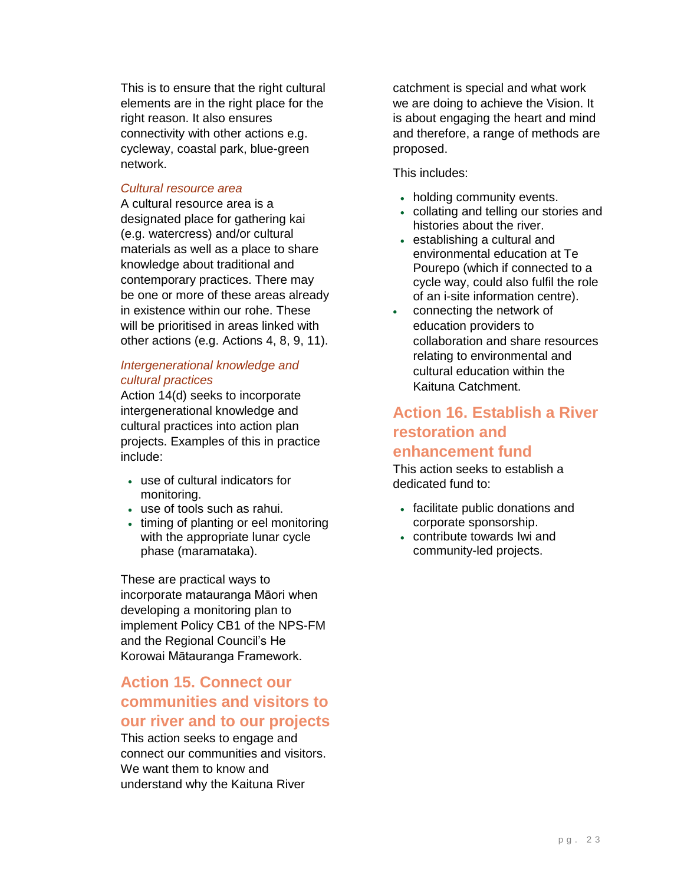This is to ensure that the right cultural elements are in the right place for the right reason. It also ensures connectivity with other actions e.g. cycleway, coastal park, blue-green network.

*Cultural resource area*

A cultural resource area is a designated place for gathering kai (e.g. watercress) and/or cultural materials as well as a place to share knowledge about traditional and contemporary practices. There may be one or more of these areas already in existence within our rohe. These will be prioritised in areas linked with other actions (e.g. Actions 4, 8, 9, 11).

*Intergenerational knowledge and cultural practices*

Action 14(d) seeks to incorporate intergenerational knowledge and cultural practices into action plan projects. Examples of this in practice include:

- use of cultural indicators for monitoring.
- use of tools such as rahui.
- timing of planting or eel monitoring with the appropriate lunar cycle phase (maramataka).

These are practical ways to incorporate matauranga Māori when developing a monitoring plan to implement Policy CB1 of the NPS-FM and the Regional Council's He Korowai Mātauranga Framework.

## Action 15. Connect our communities and visitors to our river and to our projects

This action seeks to engage and connect our communities and visitors. We want them to know and understand why the Kaituna River catchment is special and what work we are doing to achieve the Vision. It is about engaging the heart and mind and therefore, a range of methods are proposed.

This includes:

- holding community events.
- collating and telling our stories and histories about the river.
- establishing a cultural and environmental education at Te Pourepo (which if connected to a cycle way, could also fulfil the role of an i-site information centre).
- connecting the network of education providers to collaboration and share resources relating to environmental and cultural education within the Kaituna Catchment.

## Action 16. Establish a River restoration and enhancement fund

This action seeks to establish a dedicated fund to:

- facilitate public donations and corporate sponsorship.
- contribute towards Iwi and community-led projects.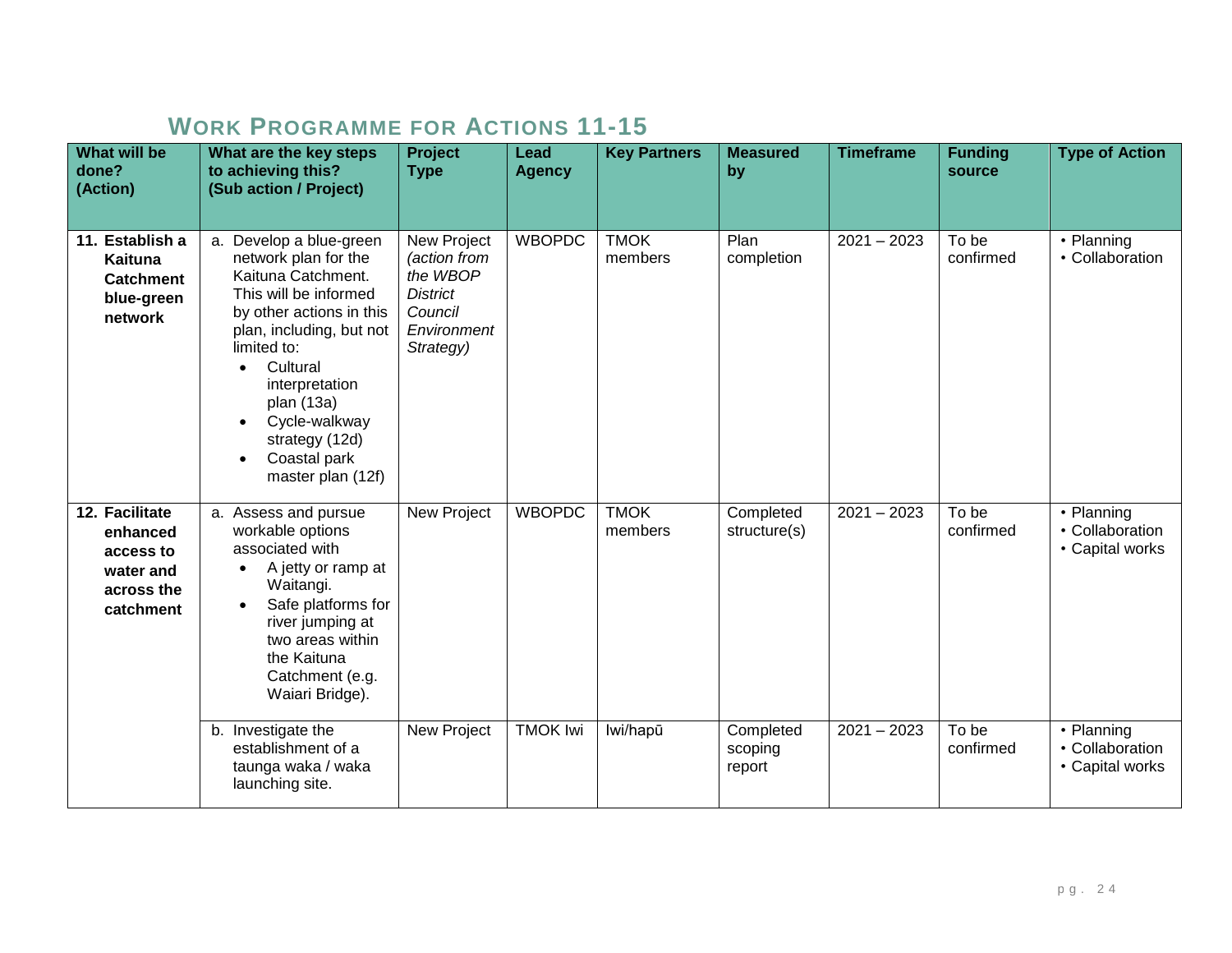## WORK PROGRAMME FOR ACTIONS 11-15

| What will be done? (Action) | What are the key steps to achieving this? (Sub action / Project) | Project Type | Lead Agency | Key Partners | Measured by | Timeframe | Funding source | Type of Action |
|---|---|---|---|---|---|---|---|---|
| **11. Establish a Kaituna Catchment blue-green network** | a. Develop a blue-green network plan for the Kaituna Catchment. This will be informed by other actions in this plan, including, but not limited to: <br>• Cultural interpretation plan (13a) <br>• Cycle-walkway strategy (12d) <br>• Coastal park master plan (12f) | New Project *(action from the WBOP District Council Environment Strategy)* | WBOPDC | TMOK members | Plan completion | 2021 – 2023 | To be confirmed | • Planning <br>• Collaboration |
| **12. Facilitate enhanced access to water and across the catchment** | a. Assess and pursue workable options associated with <br>• A jetty or ramp at Waitangi. <br>• Safe platforms for river jumping at two areas within the Kaituna Catchment (e.g. Waiari Bridge). | New Project | WBOPDC | TMOK members | Completed structure(s) | 2021 – 2023 | To be confirmed | • Planning <br>• Collaboration <br>• Capital works |
| | b. Investigate the establishment of a taunga waka / waka launching site. | New Project | TMOK Iwi | Iwi/hapū | Completed scoping report | 2021 – 2023 | To be confirmed | • Planning <br>• Collaboration <br>• Capital works |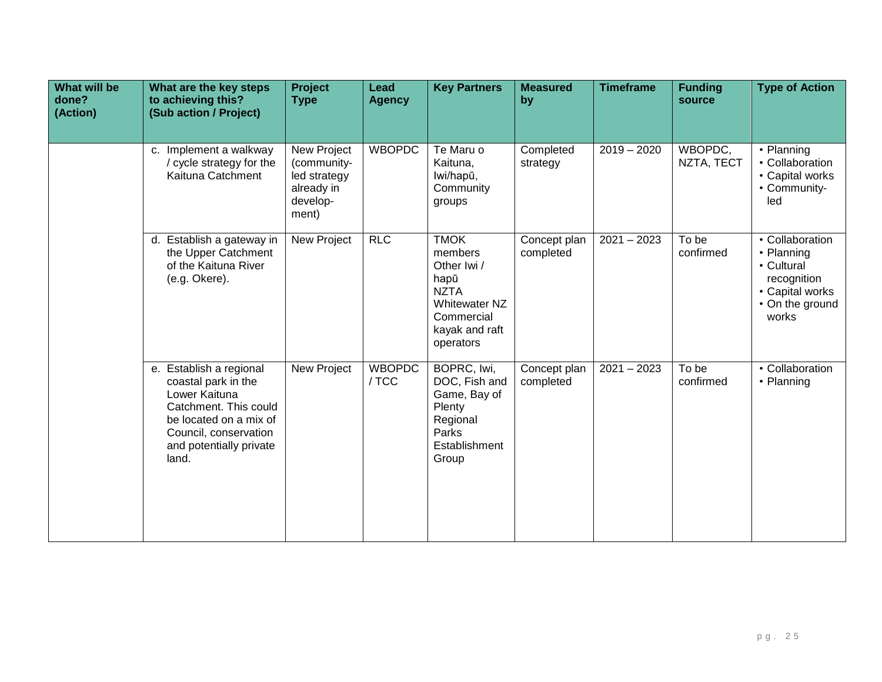| What will be done? (Action) | What are the key steps to achieving this? (Sub action / Project) | Project Type | Lead Agency | Key Partners | Measured by | Timeframe | Funding source | Type of Action |
|---|---|---|---|---|---|---|---|---|
| | c. Implement a walkway / cycle strategy for the Kaituna Catchment | New Project (community-led strategy already in develop-ment) | WBOPDC | Te Maru o Kaituna, Iwi/hapū, Community groups | Completed strategy | 2019 – 2020 | WBOPDC, NZTA, TECT | • Planning<br>• Collaboration<br>• Capital works<br>• Community-led |
| | d. Establish a gateway in the Upper Catchment of the Kaituna River (e.g. Okere). | New Project | RLC | TMOK members<br>Other Iwi / hapū<br>NZTA<br>Whitewater NZ<br>Commercial kayak and raft operators | Concept plan completed | 2021 – 2023 | To be confirmed | • Collaboration<br>• Planning<br>• Cultural recognition<br>• Capital works<br>• On the ground works |
| | e. Establish a regional coastal park in the Lower Kaituna Catchment. This could be located on a mix of Council, conservation and potentially private land. | New Project | WBOPDC / TCC | BOPRC, Iwi, DOC, Fish and Game, Bay of Plenty Regional Parks Establishment Group | Concept plan completed | 2021 – 2023 | To be confirmed | • Collaboration<br>• Planning |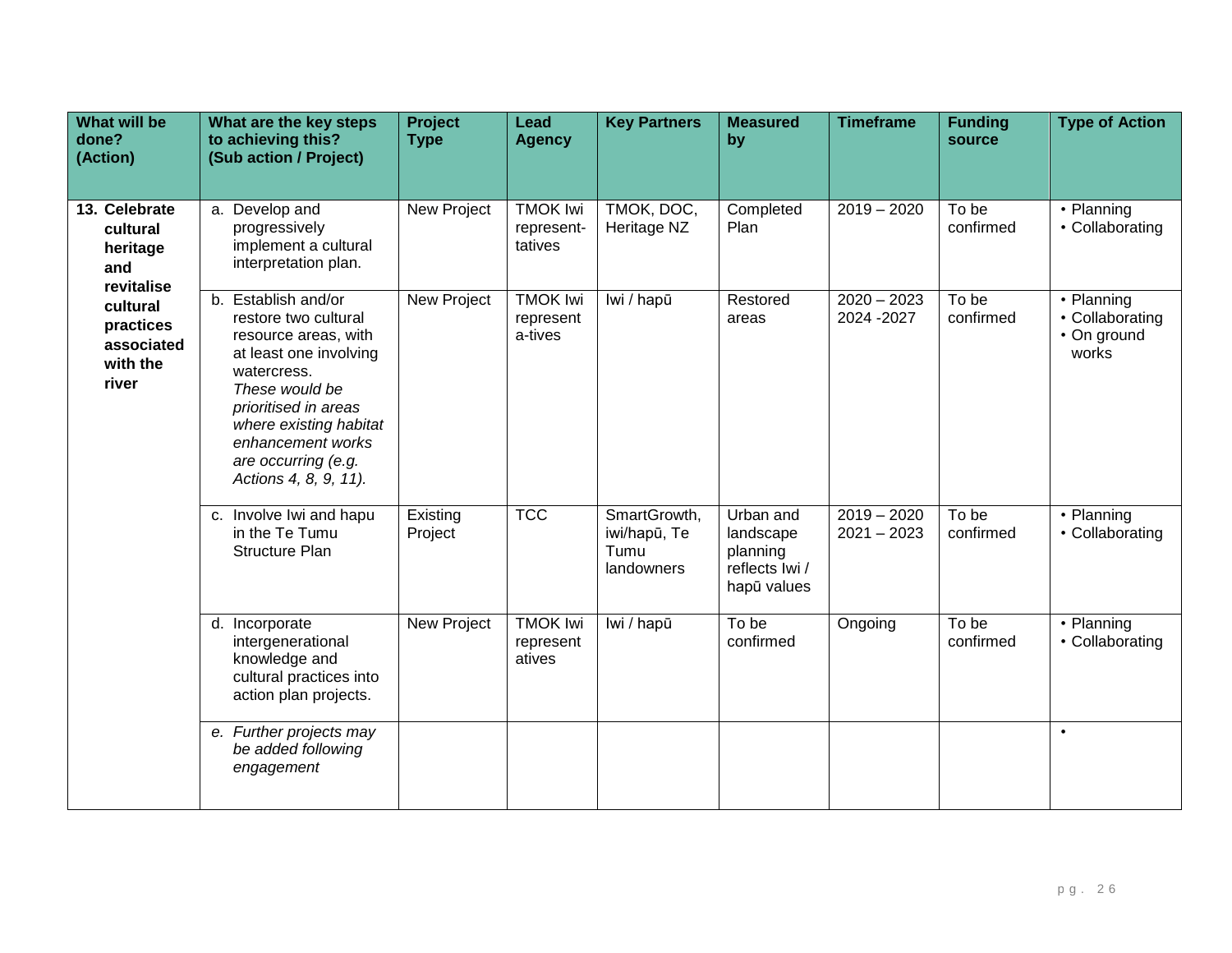| What will be done? (Action) | What are the key steps to achieving this? (Sub action / Project) | Project Type | Lead Agency | Key Partners | Measured by | Timeframe | Funding source | Type of Action |
|---|---|---|---|---|---|---|---|---|
| **13. Celebrate cultural heritage and revitalise cultural practices associated with the river** | a. Develop and progressively implement a cultural interpretation plan. | New Project | TMOK Iwi represent-tatives | TMOK, DOC, Heritage NZ | Completed Plan | 2019 – 2020 | To be confirmed | • Planning<br>• Collaborating |
| | b. Establish and/or restore two cultural resource areas, with at least one involving watercress. *These would be prioritised in areas where existing habitat enhancement works are occurring (e.g. Actions 4, 8, 9, 11).* | New Project | TMOK Iwi represent a-tives | Iwi / hapū | Restored areas | 2020 – 2023<br>2024 -2027 | To be confirmed | • Planning<br>• Collaborating<br>• On ground works |
| | c. Involve Iwi and hapu in the Te Tumu Structure Plan | Existing Project | TCC | SmartGrowth, iwi/hapū, Te Tumu landowners | Urban and landscape planning reflects Iwi / hapū values | 2019 – 2020<br>2021 – 2023 | To be confirmed | • Planning<br>• Collaborating |
| | d. Incorporate intergenerational knowledge and cultural practices into action plan projects. | New Project | TMOK Iwi represent atives | Iwi / hapū | To be confirmed | Ongoing | To be confirmed | • Planning<br>• Collaborating |
| | e. *Further projects may be added following engagement* | | | | | | | • |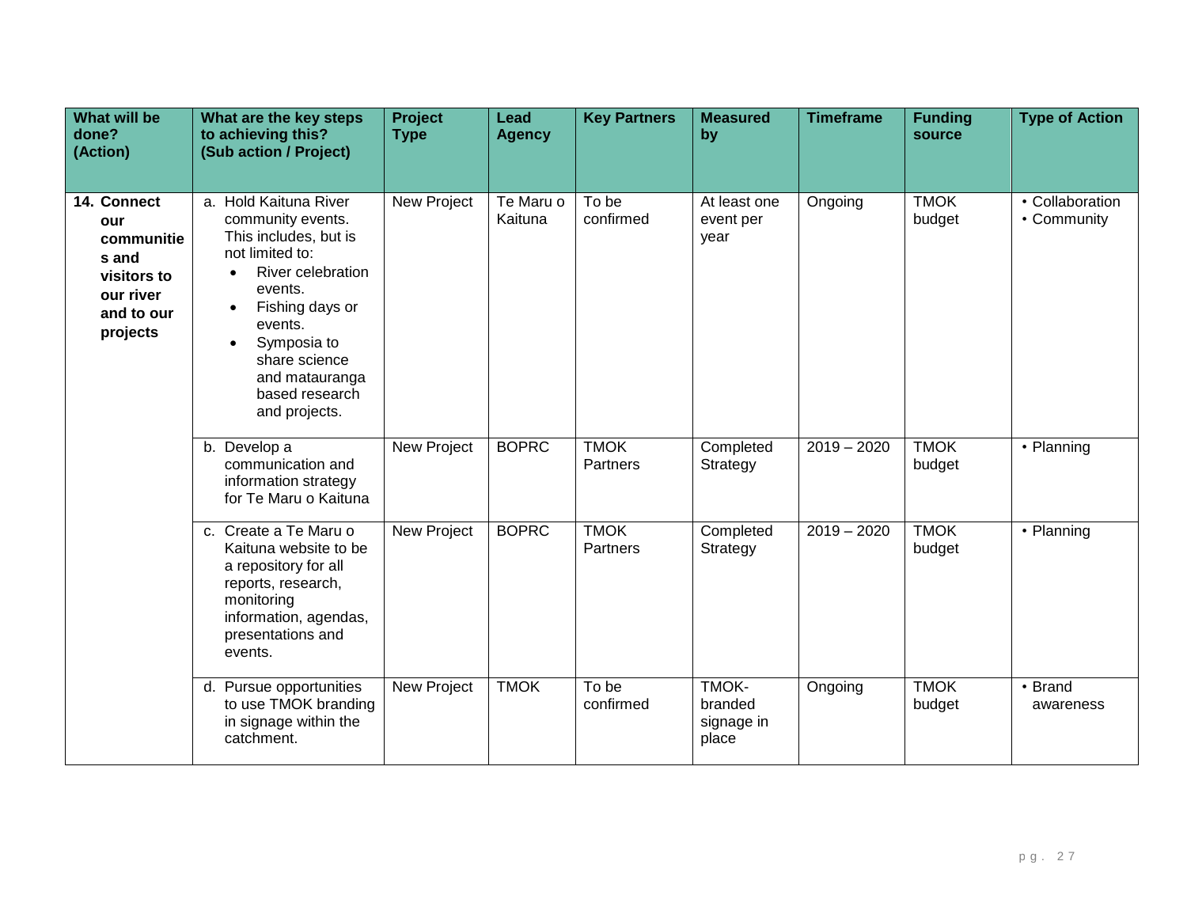| What will be done? (Action) | What are the key steps to achieving this? (Sub action / Project) | Project Type | Lead Agency | Key Partners | Measured by | Timeframe | Funding source | Type of Action |
|---|---|---|---|---|---|---|---|---|
| **14. Connect our communities and visitors to our river and to our projects** | a. Hold Kaituna River community events. This includes, but is not limited to: <br>• River celebration events. <br>• Fishing days or events. <br>• Symposia to share science and matauranga based research and projects. | New Project | Te Maru o Kaituna | To be confirmed | At least one event per year | Ongoing | TMOK budget | • Collaboration <br>• Community |
| | b. Develop a communication and information strategy for Te Maru o Kaituna | New Project | BOPRC | TMOK Partners | Completed Strategy | 2019 – 2020 | TMOK budget | • Planning |
| | c. Create a Te Maru o Kaituna website to be a repository for all reports, research, monitoring information, agendas, presentations and events. | New Project | BOPRC | TMOK Partners | Completed Strategy | 2019 – 2020 | TMOK budget | • Planning |
| | d. Pursue opportunities to use TMOK branding in signage within the catchment. | New Project | TMOK | To be confirmed | TMOK-branded signage in place | Ongoing | TMOK budget | • Brand awareness |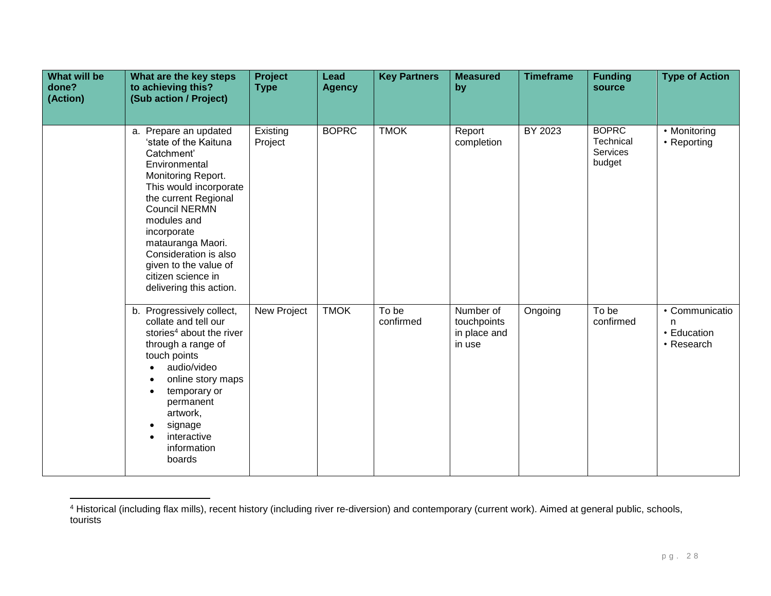| What will be done? (Action) | What are the key steps to achieving this? (Sub action / Project) | Project Type | Lead Agency | Key Partners | Measured by | Timeframe | Funding source | Type of Action |
|---|---|---|---|---|---|---|---|---|
| | a. Prepare an updated 'state of the Kaituna Catchment' Environmental Monitoring Report. This would incorporate the current Regional Council NERMN modules and incorporate matauranga Maori. Consideration is also given to the value of citizen science in delivering this action. | Existing Project | BOPRC | TMOK | Report completion | BY 2023 | BOPRC Technical Services budget | • Monitoring<br>• Reporting |
| | b. Progressively collect, collate and tell our stories[4] about the river through a range of touch points<br>• audio/video<br>• online story maps<br>• temporary or permanent artwork,<br>• signage<br>• interactive information boards | New Project | TMOK | To be confirmed | Number of touchpoints in place and in use | Ongoing | To be confirmed | • Communication<br>• Education<br>• Research |

[4] Historical (including flax mills), recent history (including river re-diversion) and contemporary (current work). Aimed at general public, schools, tourists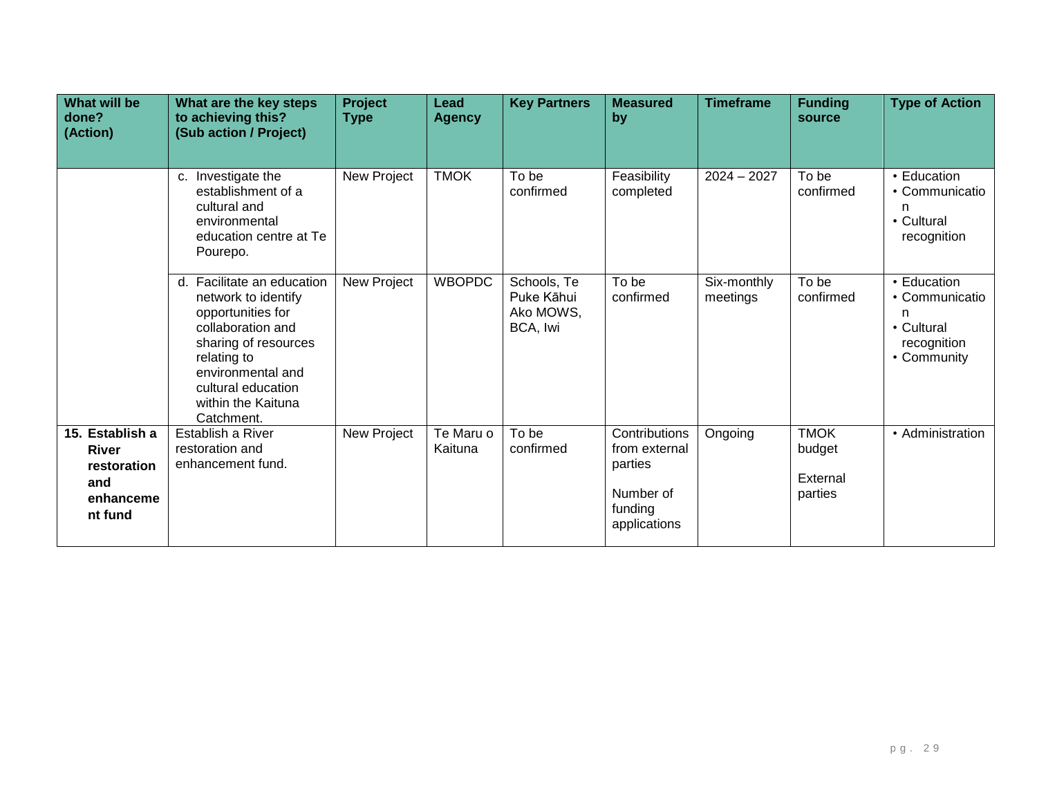| What will be done? (Action) | What are the key steps to achieving this? (Sub action / Project) | Project Type | Lead Agency | Key Partners | Measured by | Timeframe | Funding source | Type of Action |
|---|---|---|---|---|---|---|---|---|
| | c. Investigate the establishment of a cultural and environmental education centre at Te Pourepo. | New Project | TMOK | To be confirmed | Feasibility completed | 2024 – 2027 | To be confirmed | • Education<br>• Communication<br>• Cultural recognition |
| | d. Facilitate an education network to identify opportunities for collaboration and sharing of resources relating to environmental and cultural education within the Kaituna Catchment. | New Project | WBOPDC | Schools, Te Puke Kāhui Ako MOWS, BCA, Iwi | To be confirmed | Six-monthly meetings | To be confirmed | • Education<br>• Communication<br>• Cultural recognition<br>• Community |
| **15. Establish a River restoration and enhancement fund** | Establish a River restoration and enhancement fund. | New Project | Te Maru o Kaituna | To be confirmed | Contributions from external parties<br><br>Number of funding applications | Ongoing | TMOK budget<br><br>External parties | • Administration |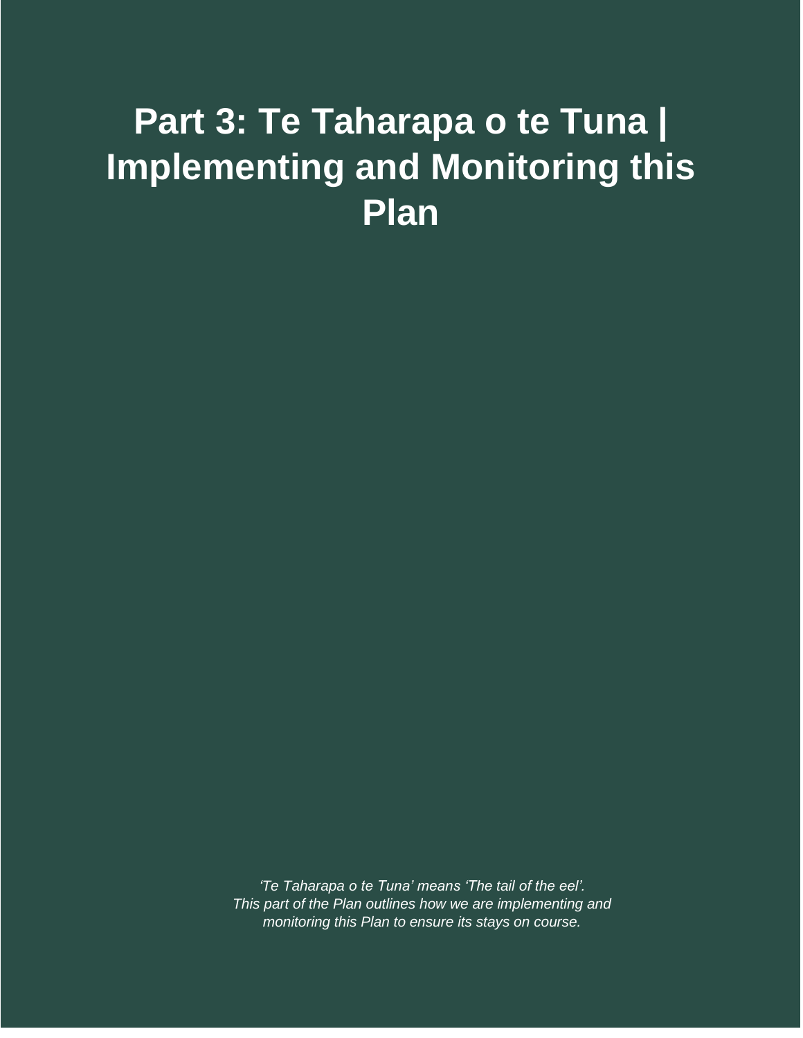# Part 3: Te Taharapa o te Tuna | Implementing and Monitoring this Plan

*'Te Taharapa o te Tuna' means 'The tail of the eel'.*
*This part of the Plan outlines how we are implementing and monitoring this Plan to ensure its stays on course.*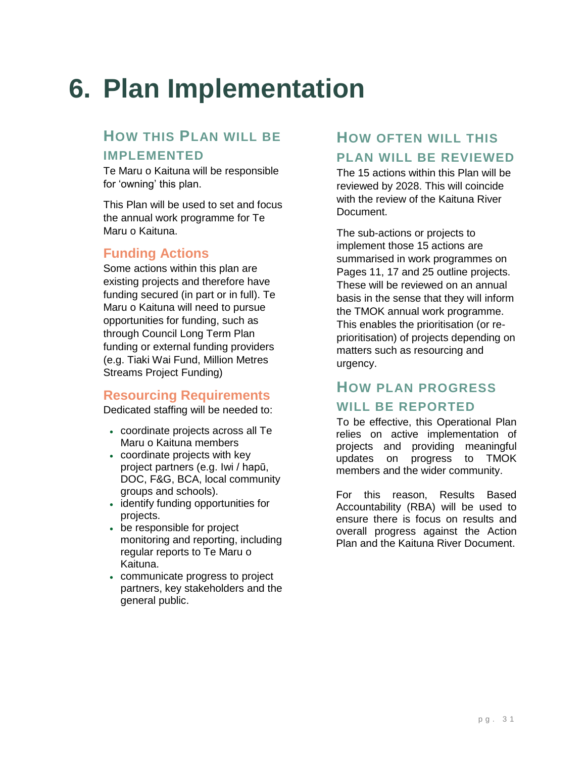# 6. Plan Implementation

## How this Plan will be implemented

Te Maru o Kaituna will be responsible for 'owning' this plan.

This Plan will be used to set and focus the annual work programme for Te Maru o Kaituna.

### Funding Actions

Some actions within this plan are existing projects and therefore have funding secured (in part or in full). Te Maru o Kaituna will need to pursue opportunities for funding, such as through Council Long Term Plan funding or external funding providers (e.g. Tiaki Wai Fund, Million Metres Streams Project Funding)

### Resourcing Requirements

Dedicated staffing will be needed to:

- coordinate projects across all Te Maru o Kaituna members
- coordinate projects with key project partners (e.g. Iwi / hapū, DOC, F&G, BCA, local community groups and schools).
- identify funding opportunities for projects.
- be responsible for project monitoring and reporting, including regular reports to Te Maru o Kaituna.
- communicate progress to project partners, key stakeholders and the general public.

## How often will this plan will be reviewed

The 15 actions within this Plan will be reviewed by 2028. This will coincide with the review of the Kaituna River Document.

The sub-actions or projects to implement those 15 actions are summarised in work programmes on Pages 11, 17 and 25 outline projects. These will be reviewed on an annual basis in the sense that they will inform the TMOK annual work programme. This enables the prioritisation (or re-prioritisation) of projects depending on matters such as resourcing and urgency.

## How plan progress will be reported

To be effective, this Operational Plan relies on active implementation of projects and providing meaningful updates on progress to TMOK members and the wider community.

For this reason, Results Based Accountability (RBA) will be used to ensure there is focus on results and overall progress against the Action Plan and the Kaituna River Document.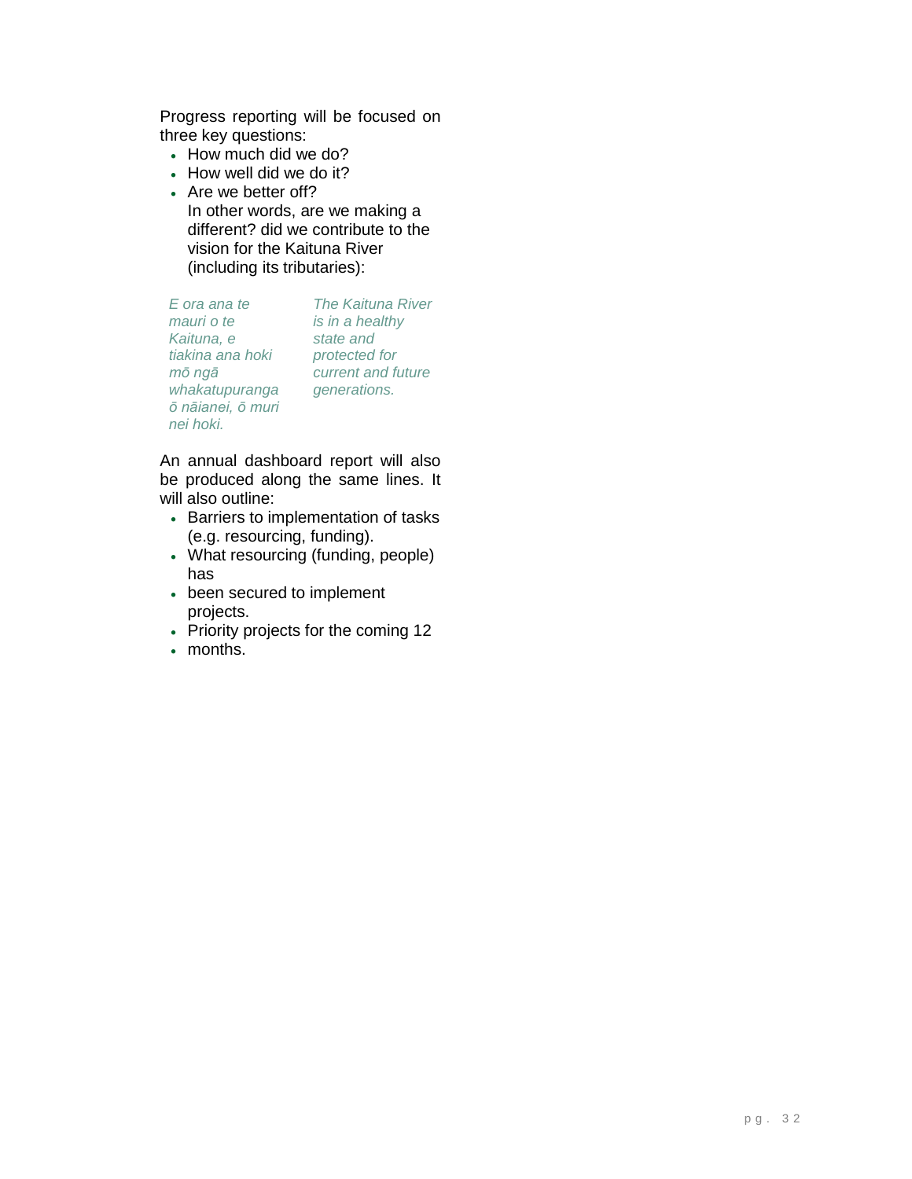Progress reporting will be focused on three key questions:

- How much did we do?
- How well did we do it?
- Are we better off?
  In other words, are we making a different? did we contribute to the vision for the Kaituna River (including its tributaries):

*E ora ana te mauri o te Kaituna, e tiakina ana hoki mō ngā whakatupuranga ō nāianei, ō muri nei hoki.*

*The Kaituna River is in a healthy state and protected for current and future generations.*

An annual dashboard report will also be produced along the same lines. It will also outline:

- Barriers to implementation of tasks (e.g. resourcing, funding).
- What resourcing (funding, people) has
- been secured to implement projects.
- Priority projects for the coming 12
- months.